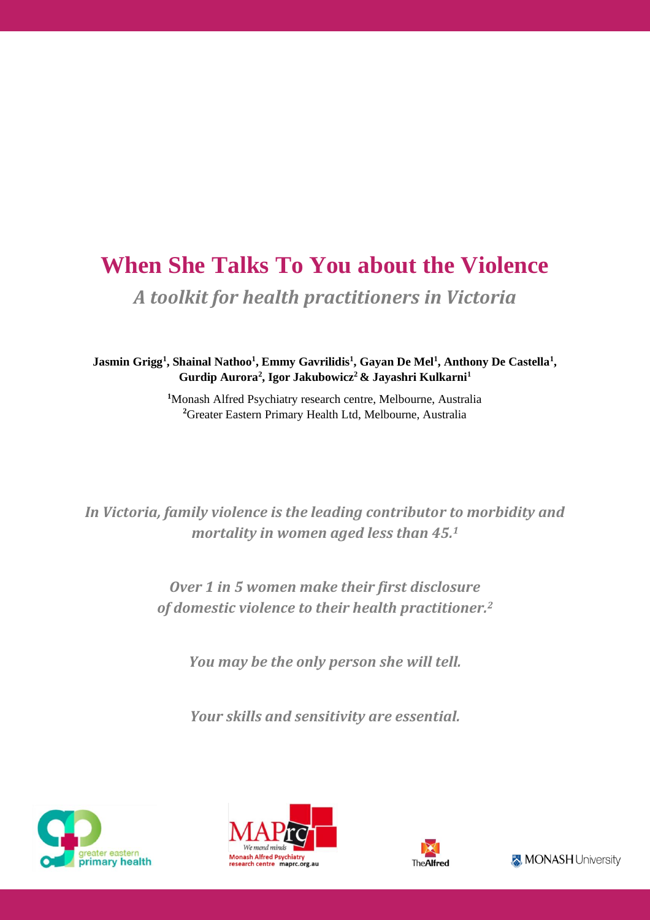# When She Talks To You about the Violence

## *A toolkit for health practitioners in Victoria*

**Jasmin Grigg[1], Shainal Nathoo[1], Emmy Gavrilidis[1], Gayan De Mel[1], Anthony De Castella[1], Gurdip Aurora[2], Igor Jakubowicz[2] & Jayashri Kulkarni[1]**

[1]Monash Alfred Psychiatry research centre, Melbourne, Australia
[2]Greater Eastern Primary Health Ltd, Melbourne, Australia

***In Victoria, family violence is the leading contributor to morbidity and mortality in women aged less than 45.[1]***

***Over 1 in 5 women make their first disclosure of domestic violence to their health practitioner.[2]***

***You may be the only person she will tell.***

***Your skills and sensitivity are essential.***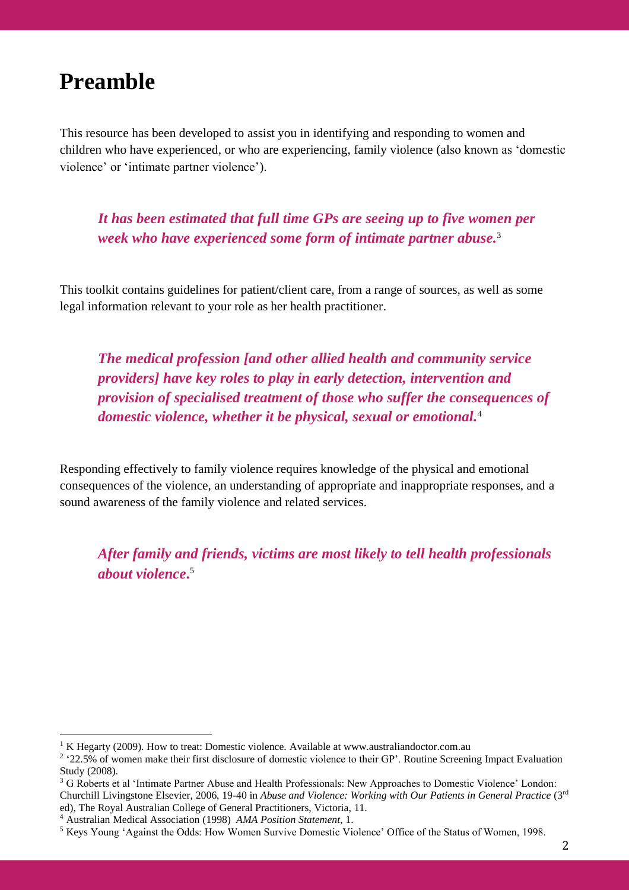# Preamble

This resource has been developed to assist you in identifying and responding to women and children who have experienced, or who are experiencing, family violence (also known as 'domestic violence' or 'intimate partner violence').

> ***It has been estimated that full time GPs are seeing up to five women per week who have experienced some form of intimate partner abuse.***[3]

This toolkit contains guidelines for patient/client care, from a range of sources, as well as some legal information relevant to your role as her health practitioner.

> ***The medical profession [and other allied health and community service providers] have key roles to play in early detection, intervention and provision of specialised treatment of those who suffer the consequences of domestic violence, whether it be physical, sexual or emotional.***[4]

Responding effectively to family violence requires knowledge of the physical and emotional consequences of the violence, an understanding of appropriate and inappropriate responses, and a sound awareness of the family violence and related services.

> ***After family and friends, victims are most likely to tell health professionals about violence.***[5]

---

[1] K Hegarty (2009). How to treat: Domestic violence. Available at www.australiandoctor.com.au

[2] '22.5% of women make their first disclosure of domestic violence to their GP'. Routine Screening Impact Evaluation Study (2008).

[3] G Roberts et al 'Intimate Partner Abuse and Health Professionals: New Approaches to Domestic Violence' London: Churchill Livingstone Elsevier, 2006, 19-40 in *Abuse and Violence: Working with Our Patients in General Practice* (3rd ed), The Royal Australian College of General Practitioners, Victoria, 11.

[4] Australian Medical Association (1998) *AMA Position Statement*, 1.

[5] Keys Young 'Against the Odds: How Women Survive Domestic Violence' Office of the Status of Women, 1998.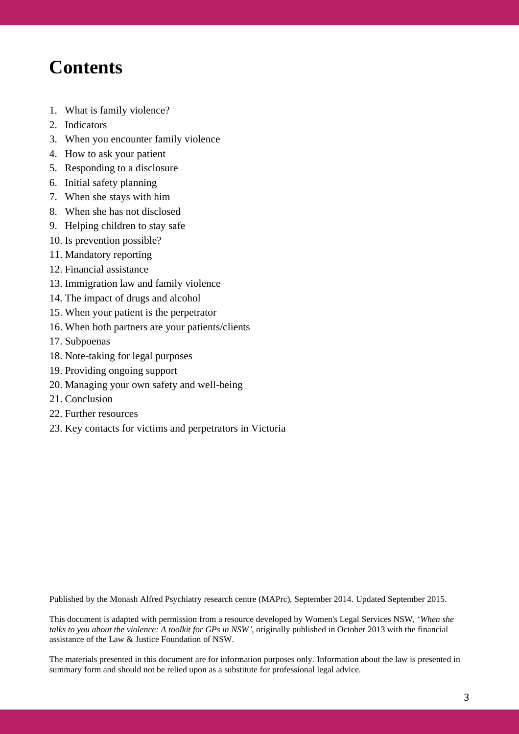# Contents

1. What is family violence?
2. Indicators
3. When you encounter family violence
4. How to ask your patient
5. Responding to a disclosure
6. Initial safety planning
7. When she stays with him
8. When she has not disclosed
9. Helping children to stay safe
10. Is prevention possible?
11. Mandatory reporting
12. Financial assistance
13. Immigration law and family violence
14. The impact of drugs and alcohol
15. When your patient is the perpetrator
16. When both partners are your patients/clients
17. Subpoenas
18. Note-taking for legal purposes
19. Providing ongoing support
20. Managing your own safety and well-being
21. Conclusion
22. Further resources
23. Key contacts for victims and perpetrators in Victoria

Published by the Monash Alfred Psychiatry research centre (MAPrc), September 2014. Updated September 2015.

This document is adapted with permission from a resource developed by Women's Legal Services NSW, '*When she talks to you about the violence: A toolkit for GPs in NSW*', originally published in October 2013 with the financial assistance of the Law & Justice Foundation of NSW.

The materials presented in this document are for information purposes only. Information about the law is presented in summary form and should not be relied upon as a substitute for professional legal advice.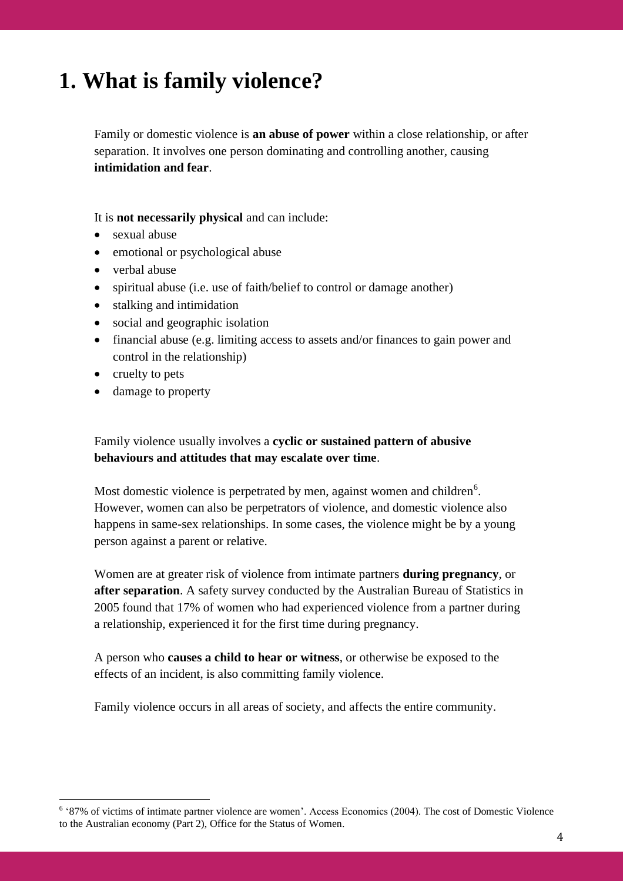# 1. What is family violence?

Family or domestic violence is **an abuse of power** within a close relationship, or after separation. It involves one person dominating and controlling another, causing **intimidation and fear**.

It is **not necessarily physical** and can include:

- sexual abuse
- emotional or psychological abuse
- verbal abuse
- spiritual abuse (i.e. use of faith/belief to control or damage another)
- stalking and intimidation
- social and geographic isolation
- financial abuse (e.g. limiting access to assets and/or finances to gain power and control in the relationship)
- cruelty to pets
- damage to property

Family violence usually involves a **cyclic or sustained pattern of abusive behaviours and attitudes that may escalate over time**.

Most domestic violence is perpetrated by men, against women and children[6]. However, women can also be perpetrators of violence, and domestic violence also happens in same-sex relationships. In some cases, the violence might be by a young person against a parent or relative.

Women are at greater risk of violence from intimate partners **during pregnancy**, or **after separation**. A safety survey conducted by the Australian Bureau of Statistics in 2005 found that 17% of women who had experienced violence from a partner during a relationship, experienced it for the first time during pregnancy.

A person who **causes a child to hear or witness**, or otherwise be exposed to the effects of an incident, is also committing family violence.

Family violence occurs in all areas of society, and affects the entire community.

[6] '87% of victims of intimate partner violence are women'. Access Economics (2004). The cost of Domestic Violence to the Australian economy (Part 2), Office for the Status of Women.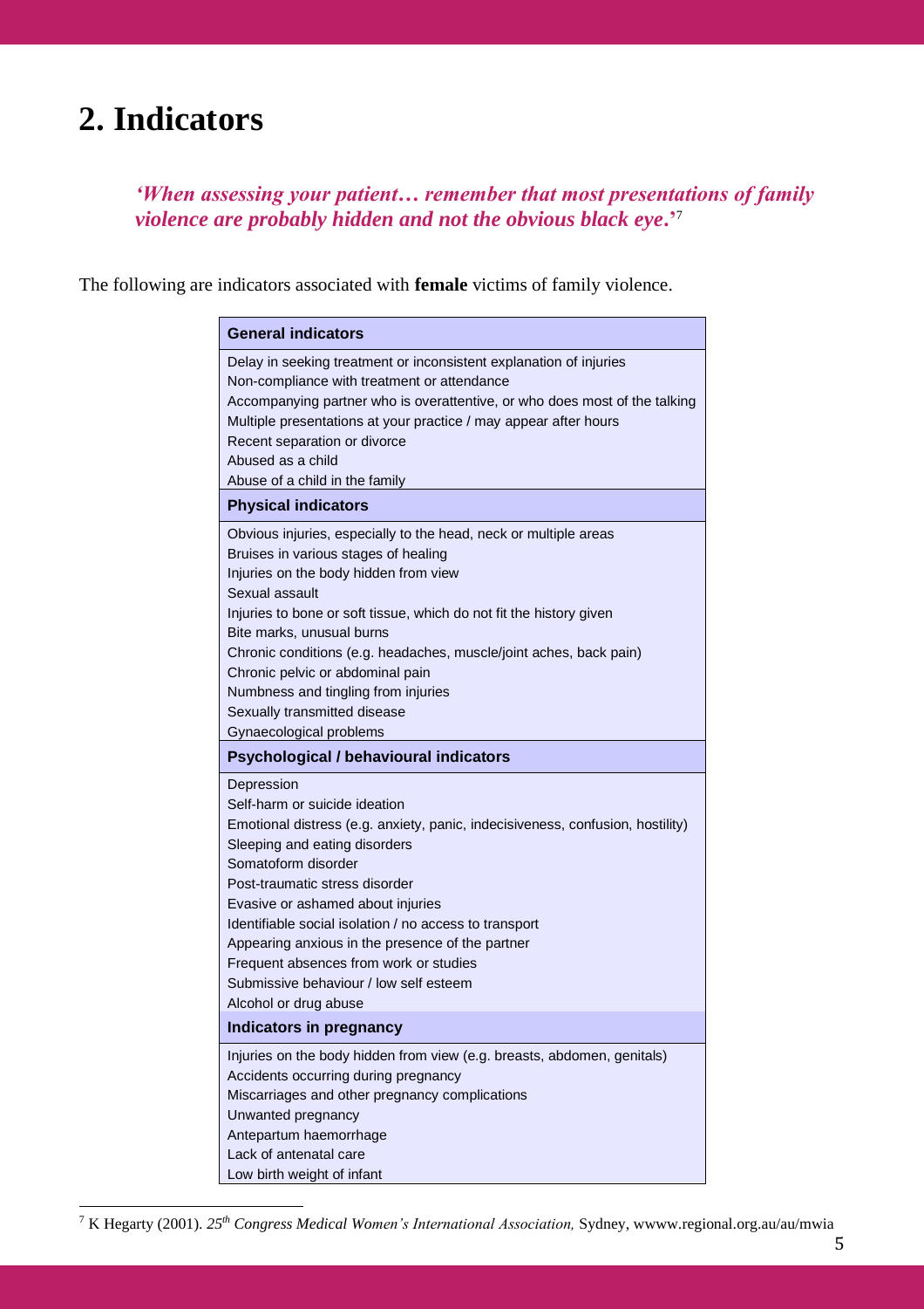# 2. Indicators

***'When assessing your patient… remember that most presentations of family violence are probably hidden and not the obvious black eye.'***[7]

The following are indicators associated with **female** victims of family violence.

| **General indicators** |
| --- |
| Delay in seeking treatment or inconsistent explanation of injuries<br>Non-compliance with treatment or attendance<br>Accompanying partner who is overattentive, or who does most of the talking<br>Multiple presentations at your practice / may appear after hours<br>Recent separation or divorce<br>Abused as a child<br>Abuse of a child in the family |
| **Physical indicators** |
| Obvious injuries, especially to the head, neck or multiple areas<br>Bruises in various stages of healing<br>Injuries on the body hidden from view<br>Sexual assault<br>Injuries to bone or soft tissue, which do not fit the history given<br>Bite marks, unusual burns<br>Chronic conditions (e.g. headaches, muscle/joint aches, back pain)<br>Chronic pelvic or abdominal pain<br>Numbness and tingling from injuries<br>Sexually transmitted disease<br>Gynaecological problems |
| **Psychological / behavioural indicators** |
| Depression<br>Self-harm or suicide ideation<br>Emotional distress (e.g. anxiety, panic, indecisiveness, confusion, hostility)<br>Sleeping and eating disorders<br>Somatoform disorder<br>Post-traumatic stress disorder<br>Evasive or ashamed about injuries<br>Identifiable social isolation / no access to transport<br>Appearing anxious in the presence of the partner<br>Frequent absences from work or studies<br>Submissive behaviour / low self esteem<br>Alcohol or drug abuse |
| **Indicators in pregnancy** |
| Injuries on the body hidden from view (e.g. breasts, abdomen, genitals)<br>Accidents occurring during pregnancy<br>Miscarriages and other pregnancy complications<br>Unwanted pregnancy<br>Antepartum haemorrhage<br>Lack of antenatal care<br>Low birth weight of infant |

[7] K Hegarty (2001). *25th Congress Medical Women's International Association,* Sydney, wwww.regional.org.au/au/mwia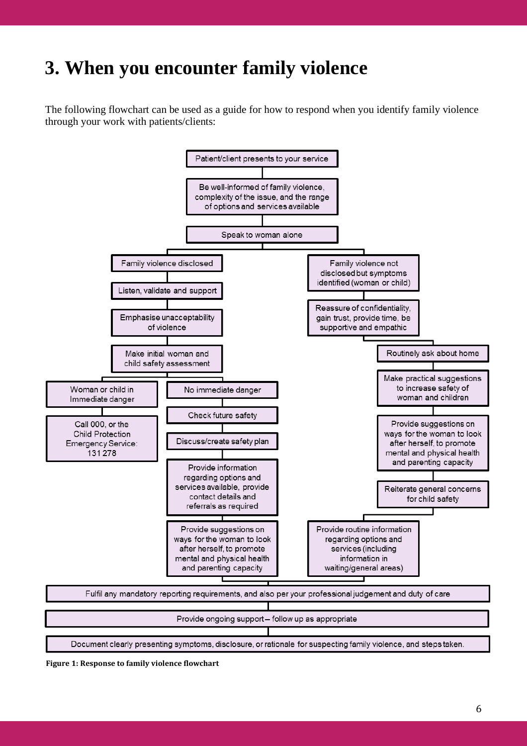# 3. When you encounter family violence

The following flowchart can be used as a guide for how to respond when you identify family violence through your work with patients/clients:

Patient/client presents to your service

Be well-informed of family violence, complexity of the issue, and the range of options and services available

Speak to woman alone

**Family violence disclosed**

- Listen, validate and support
- Emphasise unacceptability of violence
- Make initial woman and child safety assessment
  - Woman or child in Immediate danger
    - Call 000, or the Child Protection Emergency Service: 131 278
  - No immediate danger
    - Check future safety
    - Discuss/create safety plan
    - Provide information regarding options and services available, provide contact details and referrals as required
    - Provide suggestions on ways for the woman to look after herself, to promote mental and physical health and parenting capacity

**Family violence not disclosed but symptoms identified (woman or child)**

- Reassure of confidentiality, gain trust, provide time, be supportive and empathic
- Routinely ask about home
- Make practical suggestions to increase safety of woman and children
- Provide suggestions on ways for the woman to look after herself, to promote mental and physical health and parenting capacity
- Reiterate general concerns for child safety
- Provide routine information regarding options and services (including information in waiting/general areas)

Fulfil any mandatory reporting requirements, and also per your professional judgement and duty of care

Provide ongoing support – follow up as appropriate

Document clearly presenting symptoms, disclosure, or rationale for suspecting family violence, and steps taken.

**Figure 1: Response to family violence flowchart**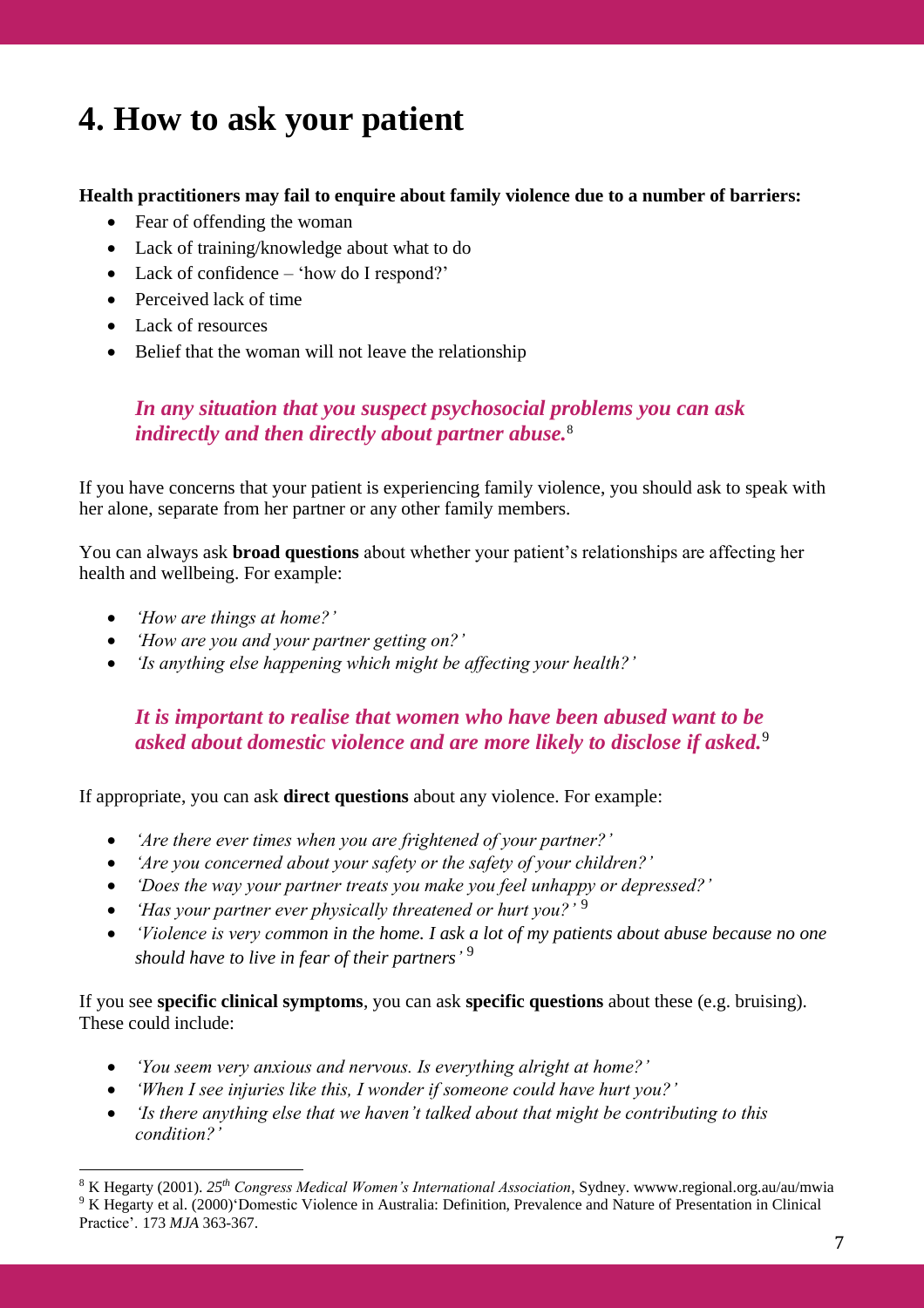# 4. How to ask your patient

**Health practitioners may fail to enquire about family violence due to a number of barriers:**

- Fear of offending the woman
- Lack of training/knowledge about what to do
- Lack of confidence – 'how do I respond?'
- Perceived lack of time
- Lack of resources
- Belief that the woman will not leave the relationship

***In any situation that you suspect psychosocial problems you can ask indirectly and then directly about partner abuse.***[8]

If you have concerns that your patient is experiencing family violence, you should ask to speak with her alone, separate from her partner or any other family members.

You can always ask **broad questions** about whether your patient's relationships are affecting her health and wellbeing. For example:

- *'How are things at home?'*
- *'How are you and your partner getting on?'*
- *'Is anything else happening which might be affecting your health?'*

***It is important to realise that women who have been abused want to be asked about domestic violence and are more likely to disclose if asked.***[9]

If appropriate, you can ask **direct questions** about any violence. For example:

- *'Are there ever times when you are frightened of your partner?'*
- *'Are you concerned about your safety or the safety of your children?'*
- *'Does the way your partner treats you make you feel unhappy or depressed?'*
- *'Has your partner ever physically threatened or hurt you?'* [9]
- *'Violence is very common in the home. I ask a lot of my patients about abuse because no one should have to live in fear of their partners'* [9]

If you see **specific clinical symptoms**, you can ask **specific questions** about these (e.g. bruising). These could include:

- *'You seem very anxious and nervous. Is everything alright at home?'*
- *'When I see injuries like this, I wonder if someone could have hurt you?'*
- *'Is there anything else that we haven't talked about that might be contributing to this condition?'*

---

[8] K Hegarty (2001). *25th Congress Medical Women's International Association*, Sydney. wwww.regional.org.au/au/mwia

[9] K Hegarty et al. (2000)'Domestic Violence in Australia: Definition, Prevalence and Nature of Presentation in Clinical Practice'. 173 *MJA* 363-367.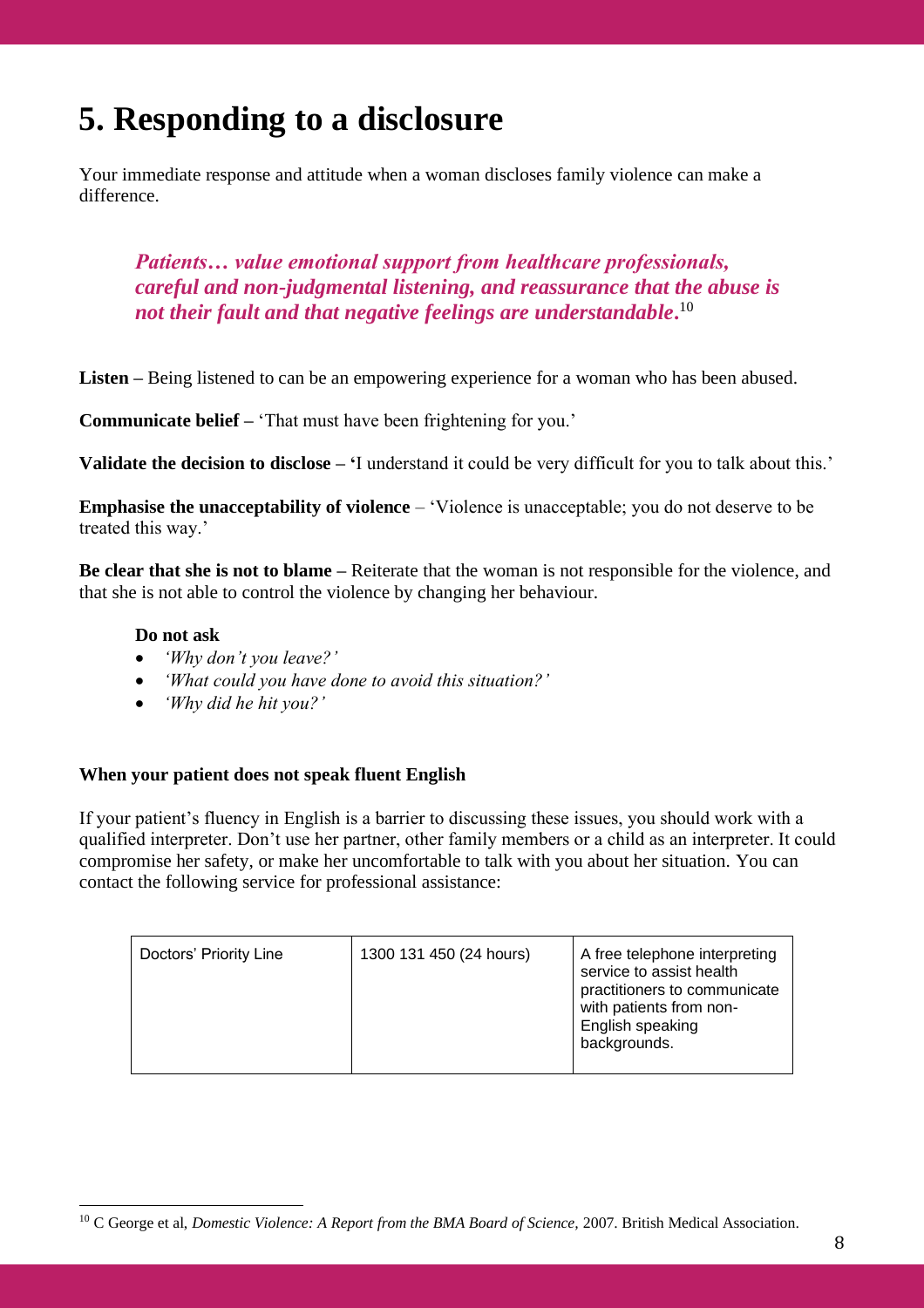# 5. Responding to a disclosure

Your immediate response and attitude when a woman discloses family violence can make a difference.

> ***Patients… value emotional support from healthcare professionals, careful and non-judgmental listening, and reassurance that the abuse is not their fault and that negative feelings are understandable.***[10]

**Listen –** Being listened to can be an empowering experience for a woman who has been abused.

**Communicate belief –** 'That must have been frightening for you.'

**Validate the decision to disclose – '**I understand it could be very difficult for you to talk about this.'

**Emphasise the unacceptability of violence** – 'Violence is unacceptable; you do not deserve to be treated this way.'

**Be clear that she is not to blame –** Reiterate that the woman is not responsible for the violence, and that she is not able to control the violence by changing her behaviour.

**Do not ask**

- *'Why don't you leave?'*
- *'What could you have done to avoid this situation?'*
- *'Why did he hit you?'*

**When your patient does not speak fluent English**

If your patient's fluency in English is a barrier to discussing these issues, you should work with a qualified interpreter. Don't use her partner, other family members or a child as an interpreter. It could compromise her safety, or make her uncomfortable to talk with you about her situation. You can contact the following service for professional assistance:

| Doctors' Priority Line | 1300 131 450 (24 hours) | A free telephone interpreting service to assist health practitioners to communicate with patients from non-English speaking backgrounds. |
|---|---|---|

[10] C George et al, *Domestic Violence: A Report from the BMA Board of Science,* 2007. British Medical Association.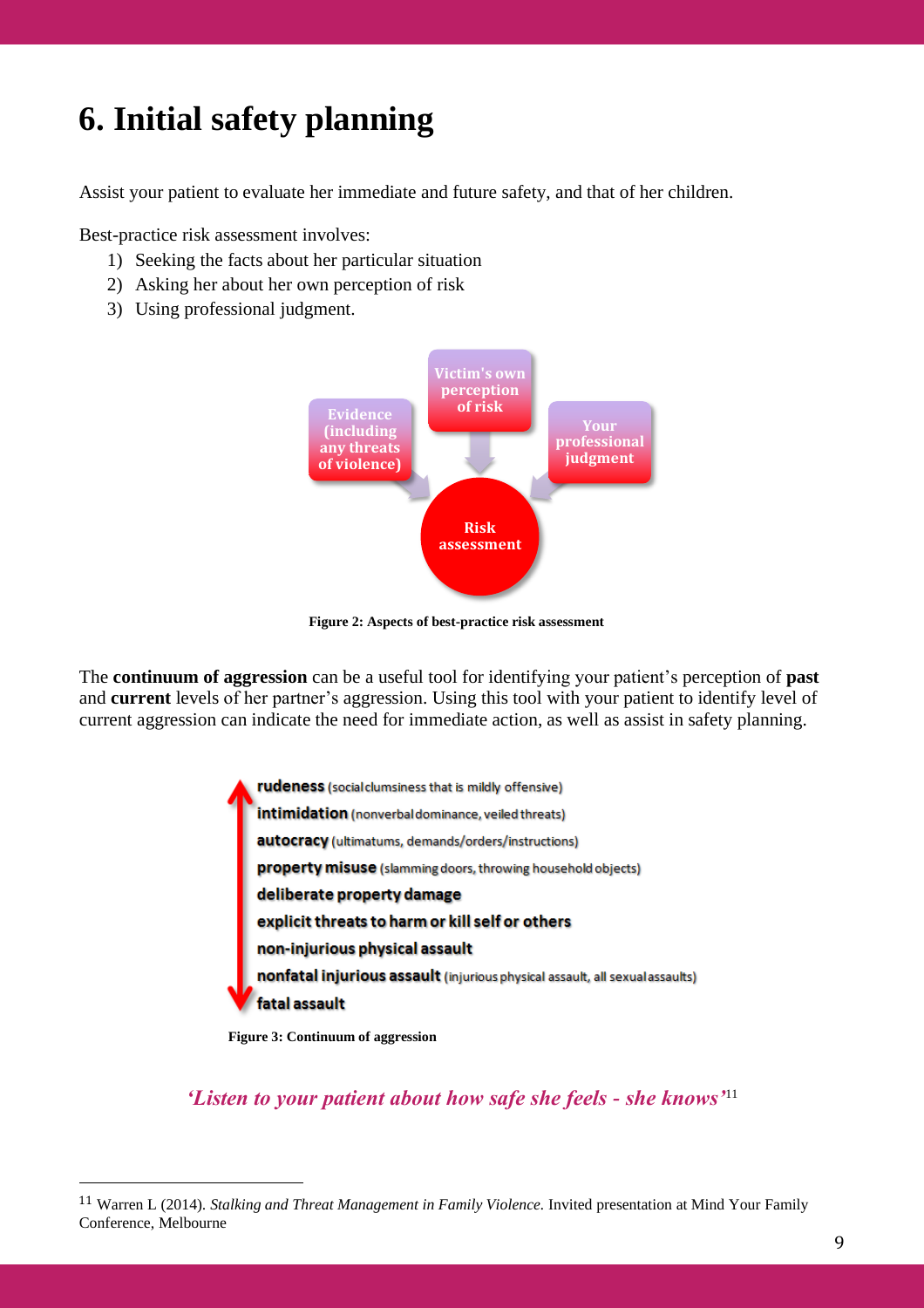# 6. Initial safety planning

Assist your patient to evaluate her immediate and future safety, and that of her children.

Best-practice risk assessment involves:

1) Seeking the facts about her particular situation
2) Asking her about her own perception of risk
3) Using professional judgment.

Evidence (including any threats of violence)

Victim's own perception of risk

Your professional judgment

Risk assessment

**Figure 2: Aspects of best-practice risk assessment**

The **continuum of aggression** can be a useful tool for identifying your patient's perception of **past** and **current** levels of her partner's aggression. Using this tool with your patient to identify level of current aggression can indicate the need for immediate action, as well as assist in safety planning.

- **rudeness** (social clumsiness that is mildly offensive)
- **intimidation** (nonverbal dominance, veiled threats)
- **autocracy** (ultimatums, demands/orders/instructions)
- **property misuse** (slamming doors, throwing household objects)
- **deliberate property damage**
- **explicit threats to harm or kill self or others**
- **non-injurious physical assault**
- **nonfatal injurious assault** (injurious physical assault, all sexual assaults)
- **fatal assault**

**Figure 3: Continuum of aggression**

*'Listen to your patient about how safe she feels - she knows'*[11]

---

[11] Warren L (2014). *Stalking and Threat Management in Family Violence.* Invited presentation at Mind Your Family Conference, Melbourne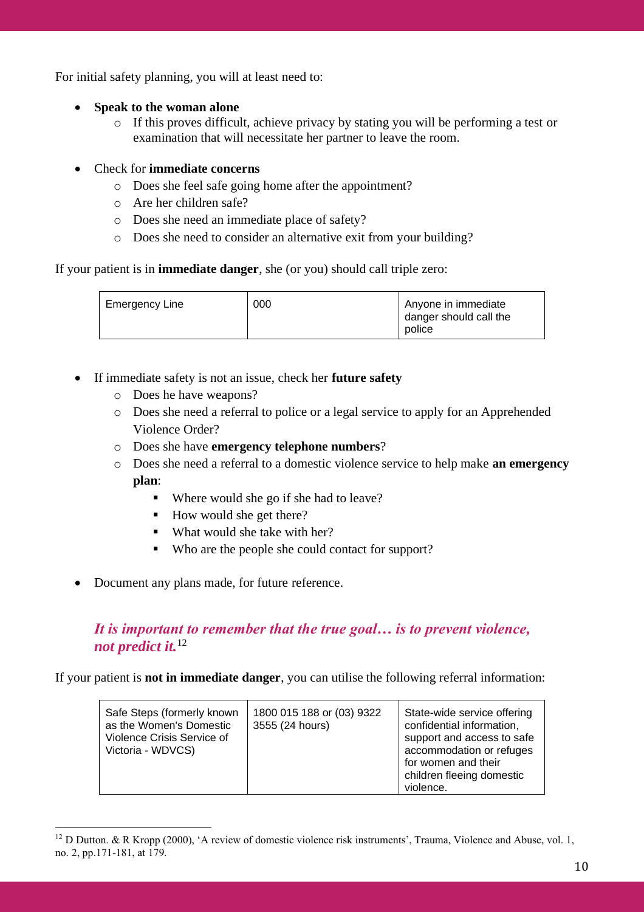For initial safety planning, you will at least need to:

- **Speak to the woman alone**
    - If this proves difficult, achieve privacy by stating you will be performing a test or examination that will necessitate her partner to leave the room.
- Check for **immediate concerns**
    - Does she feel safe going home after the appointment?
    - Are her children safe?
    - Does she need an immediate place of safety?
    - Does she need to consider an alternative exit from your building?

If your patient is in **immediate danger**, she (or you) should call triple zero:

| Emergency Line | 000 | Anyone in immediate danger should call the police |
|---|---|---|

- If immediate safety is not an issue, check her **future safety**
    - Does he have weapons?
    - Does she need a referral to police or a legal service to apply for an Apprehended Violence Order?
    - Does she have **emergency telephone numbers**?
    - Does she need a referral to a domestic violence service to help make **an emergency plan**:
        - Where would she go if she had to leave?
        - How would she get there?
        - What would she take with her?
        - Who are the people she could contact for support?
- Document any plans made, for future reference.

***It is important to remember that the true goal… is to prevent violence, not predict it.***[12]

If your patient is **not in immediate danger**, you can utilise the following referral information:

| Safe Steps (formerly known as the Women's Domestic Violence Crisis Service of Victoria - WDVCS) | 1800 015 188 or (03) 9322 3555 (24 hours) | State-wide service offering confidential information, support and access to safe accommodation or refuges for women and their children fleeing domestic violence. |
|---|---|---|

[12] D Dutton. & R Kropp (2000), 'A review of domestic violence risk instruments', Trauma, Violence and Abuse, vol. 1, no. 2, pp.171-181, at 179.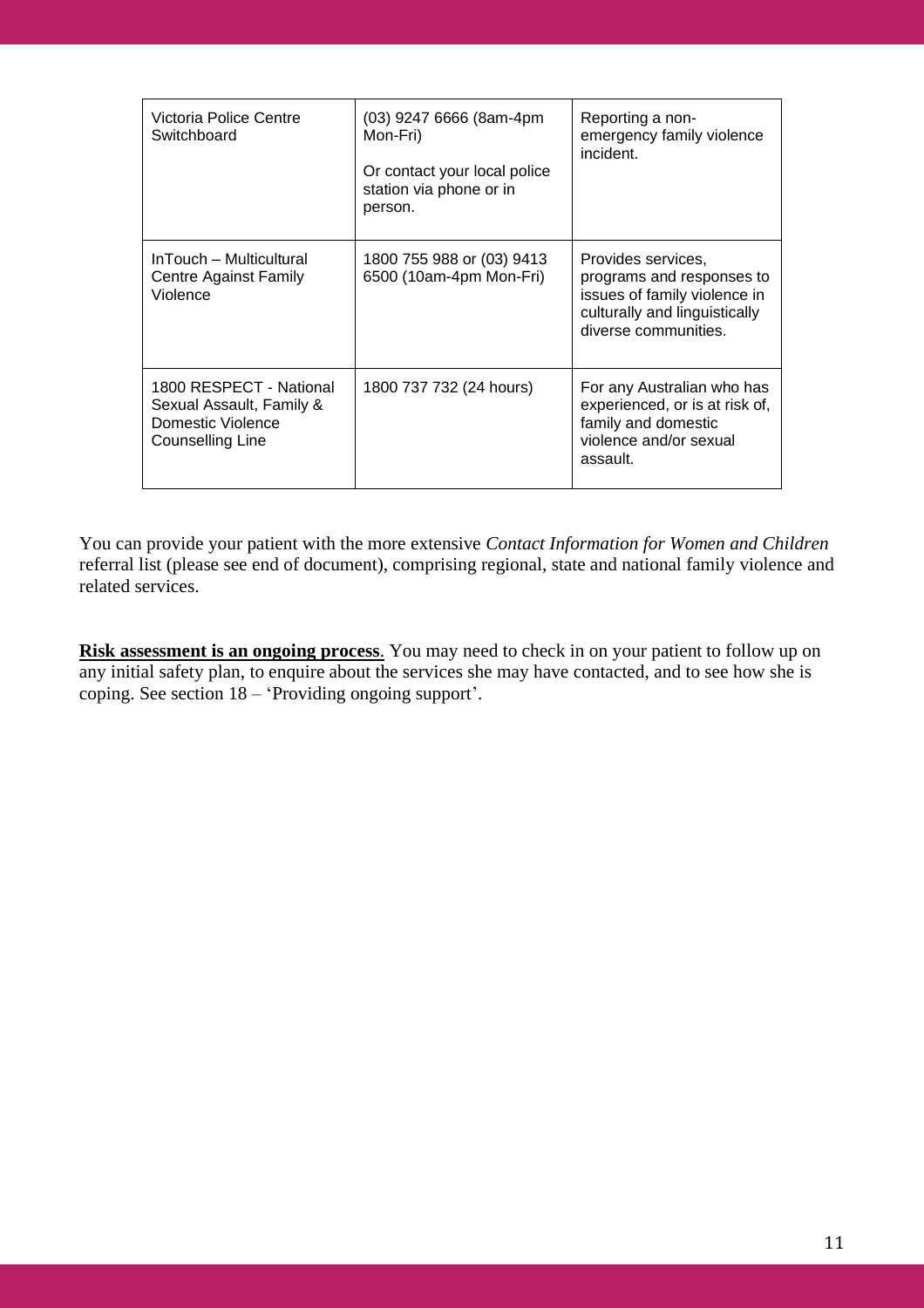| Victoria Police Centre Switchboard | (03) 9247 6666 (8am-4pm Mon-Fri)<br><br>Or contact your local police station via phone or in person. | Reporting a non-emergency family violence incident. |
|---|---|---|
| InTouch – Multicultural Centre Against Family Violence | 1800 755 988 or (03) 9413 6500 (10am-4pm Mon-Fri) | Provides services, programs and responses to issues of family violence in culturally and linguistically diverse communities. |
| 1800 RESPECT - National Sexual Assault, Family & Domestic Violence Counselling Line | 1800 737 732 (24 hours) | For any Australian who has experienced, or is at risk of, family and domestic violence and/or sexual assault. |

You can provide your patient with the more extensive *Contact Information for Women and Children* referral list (please see end of document), comprising regional, state and national family violence and related services.

**Risk assessment is an ongoing process**. You may need to check in on your patient to follow up on any initial safety plan, to enquire about the services she may have contacted, and to see how she is coping. See section 18 – 'Providing ongoing support'.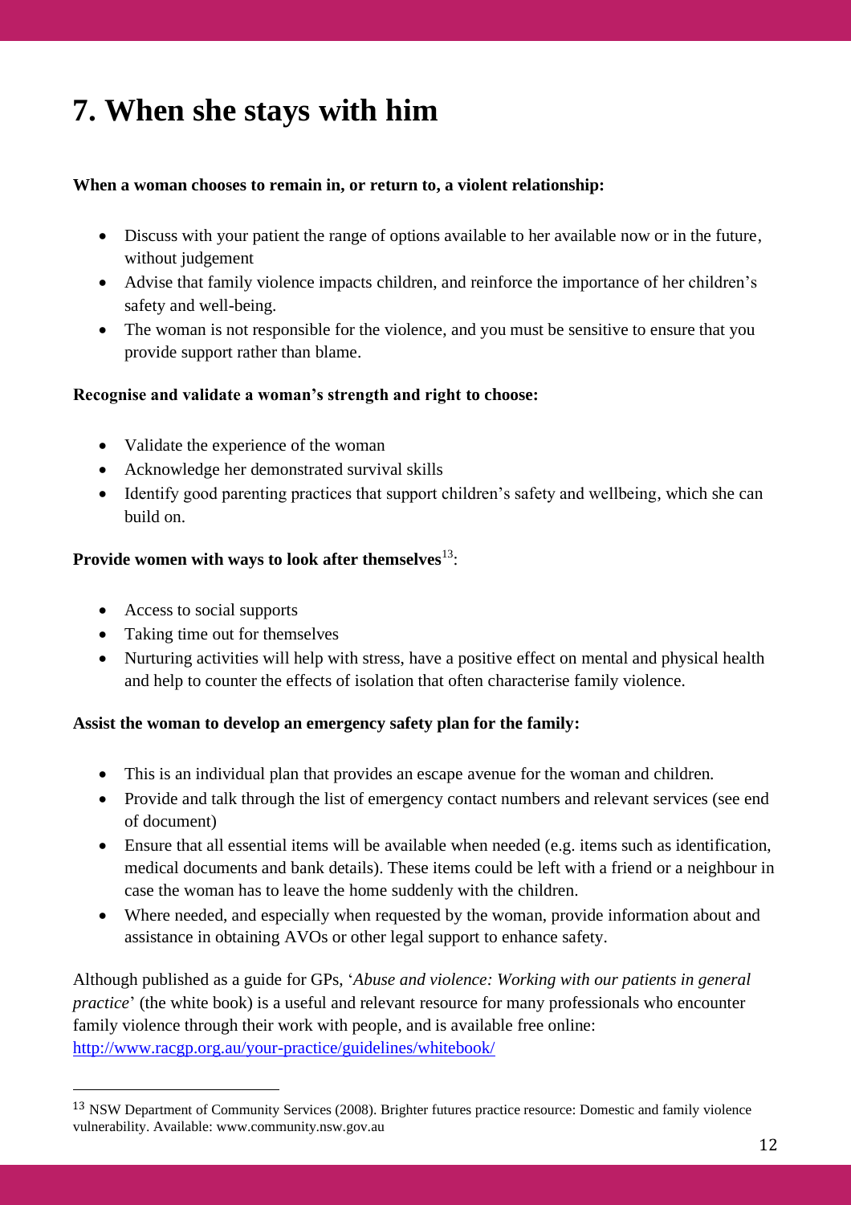# 7. When she stays with him

**When a woman chooses to remain in, or return to, a violent relationship:**

- Discuss with your patient the range of options available to her available now or in the future, without judgement
- Advise that family violence impacts children, and reinforce the importance of her children's safety and well-being.
- The woman is not responsible for the violence, and you must be sensitive to ensure that you provide support rather than blame.

**Recognise and validate a woman's strength and right to choose:**

- Validate the experience of the woman
- Acknowledge her demonstrated survival skills
- Identify good parenting practices that support children's safety and wellbeing, which she can build on.

**Provide women with ways to look after themselves**[13]:

- Access to social supports
- Taking time out for themselves
- Nurturing activities will help with stress, have a positive effect on mental and physical health and help to counter the effects of isolation that often characterise family violence.

**Assist the woman to develop an emergency safety plan for the family:**

- This is an individual plan that provides an escape avenue for the woman and children.
- Provide and talk through the list of emergency contact numbers and relevant services (see end of document)
- Ensure that all essential items will be available when needed (e.g. items such as identification, medical documents and bank details). These items could be left with a friend or a neighbour in case the woman has to leave the home suddenly with the children.
- Where needed, and especially when requested by the woman, provide information about and assistance in obtaining AVOs or other legal support to enhance safety.

Although published as a guide for GPs, '*Abuse and violence: Working with our patients in general practice*' (the white book) is a useful and relevant resource for many professionals who encounter family violence through their work with people, and is available free online: http://www.racgp.org.au/your-practice/guidelines/whitebook/

[13] NSW Department of Community Services (2008). Brighter futures practice resource: Domestic and family violence vulnerability. Available: www.community.nsw.gov.au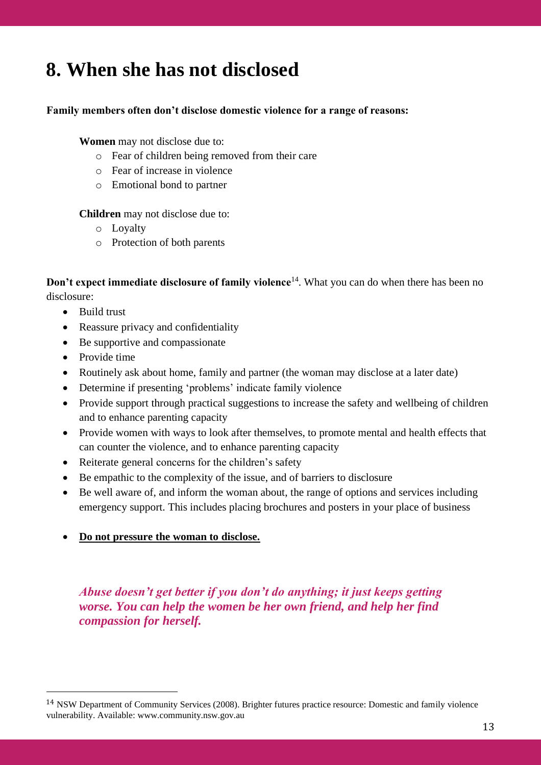# 8. When she has not disclosed

**Family members often don't disclose domestic violence for a range of reasons:**

**Women** may not disclose due to:

- Fear of children being removed from their care
- Fear of increase in violence
- Emotional bond to partner

**Children** may not disclose due to:

- Loyalty
- Protection of both parents

**Don't expect immediate disclosure of family violence**[14]. What you can do when there has been no disclosure:

- Build trust
- Reassure privacy and confidentiality
- Be supportive and compassionate
- Provide time
- Routinely ask about home, family and partner (the woman may disclose at a later date)
- Determine if presenting 'problems' indicate family violence
- Provide support through practical suggestions to increase the safety and wellbeing of children and to enhance parenting capacity
- Provide women with ways to look after themselves, to promote mental and health effects that can counter the violence, and to enhance parenting capacity
- Reiterate general concerns for the children's safety
- Be empathic to the complexity of the issue, and of barriers to disclosure
- Be well aware of, and inform the woman about, the range of options and services including emergency support. This includes placing brochures and posters in your place of business
- **<u>Do not pressure the woman to disclose.</u>**

***Abuse doesn't get better if you don't do anything; it just keeps getting worse. You can help the women be her own friend, and help her find compassion for herself.***

[14] NSW Department of Community Services (2008). Brighter futures practice resource: Domestic and family violence vulnerability. Available: www.community.nsw.gov.au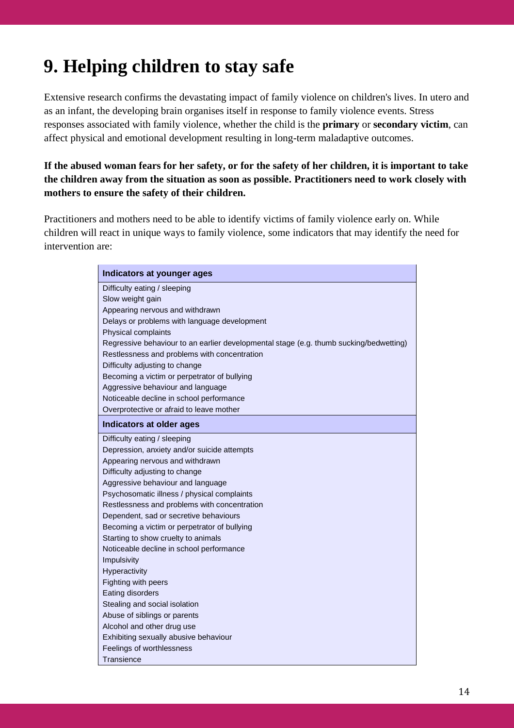# 9. Helping children to stay safe

Extensive research confirms the devastating impact of family violence on children's lives. In utero and as an infant, the developing brain organises itself in response to family violence events. Stress responses associated with family violence, whether the child is the **primary** or **secondary victim**, can affect physical and emotional development resulting in long-term maladaptive outcomes.

**If the abused woman fears for her safety, or for the safety of her children, it is important to take the children away from the situation as soon as possible. Practitioners need to work closely with mothers to ensure the safety of their children.**

Practitioners and mothers need to be able to identify victims of family violence early on. While children will react in unique ways to family violence, some indicators that may identify the need for intervention are:

| Indicators at younger ages |
|---|
| Difficulty eating / sleeping |
| Slow weight gain |
| Appearing nervous and withdrawn |
| Delays or problems with language development |
| Physical complaints |
| Regressive behaviour to an earlier developmental stage (e.g. thumb sucking/bedwetting) |
| Restlessness and problems with concentration |
| Difficulty adjusting to change |
| Becoming a victim or perpetrator of bullying |
| Aggressive behaviour and language |
| Noticeable decline in school performance |
| Overprotective or afraid to leave mother |
| **Indicators at older ages** |
| Difficulty eating / sleeping |
| Depression, anxiety and/or suicide attempts |
| Appearing nervous and withdrawn |
| Difficulty adjusting to change |
| Aggressive behaviour and language |
| Psychosomatic illness / physical complaints |
| Restlessness and problems with concentration |
| Dependent, sad or secretive behaviours |
| Becoming a victim or perpetrator of bullying |
| Starting to show cruelty to animals |
| Noticeable decline in school performance |
| Impulsivity |
| Hyperactivity |
| Fighting with peers |
| Eating disorders |
| Stealing and social isolation |
| Abuse of siblings or parents |
| Alcohol and other drug use |
| Exhibiting sexually abusive behaviour |
| Feelings of worthlessness |
| Transience |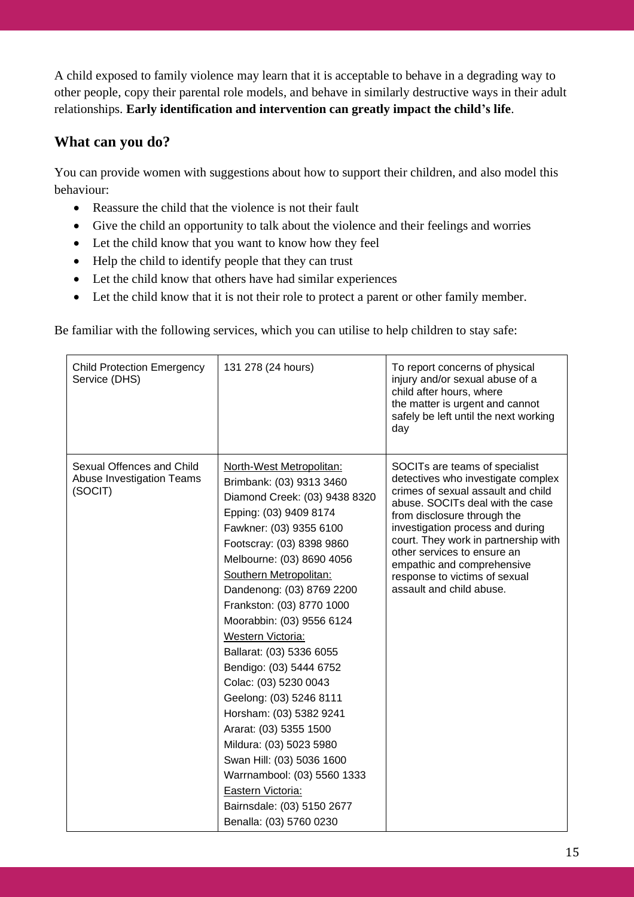A child exposed to family violence may learn that it is acceptable to behave in a degrading way to other people, copy their parental role models, and behave in similarly destructive ways in their adult relationships. **Early identification and intervention can greatly impact the child's life**.

## What can you do?

You can provide women with suggestions about how to support their children, and also model this behaviour:

- Reassure the child that the violence is not their fault
- Give the child an opportunity to talk about the violence and their feelings and worries
- Let the child know that you want to know how they feel
- Help the child to identify people that they can trust
- Let the child know that others have had similar experiences
- Let the child know that it is not their role to protect a parent or other family member.

Be familiar with the following services, which you can utilise to help children to stay safe:

| | | |
|---|---|---|
| Child Protection Emergency Service (DHS) | 131 278 (24 hours) | To report concerns of physical injury and/or sexual abuse of a child after hours, where the matter is urgent and cannot safely be left until the next working day |
| Sexual Offences and Child Abuse Investigation Teams (SOCIT) | North-West Metropolitan:<br>Brimbank: (03) 9313 3460<br>Diamond Creek: (03) 9438 8320<br>Epping: (03) 9409 8174<br>Fawkner: (03) 9355 6100<br>Footscray: (03) 8398 9860<br>Melbourne: (03) 8690 4056<br>Southern Metropolitan:<br>Dandenong: (03) 8769 2200<br>Frankston: (03) 8770 1000<br>Moorabbin: (03) 9556 6124<br>Western Victoria:<br>Ballarat: (03) 5336 6055<br>Bendigo: (03) 5444 6752<br>Colac: (03) 5230 0043<br>Geelong: (03) 5246 8111<br>Horsham: (03) 5382 9241<br>Ararat: (03) 5355 1500<br>Mildura: (03) 5023 5980<br>Swan Hill: (03) 5036 1600<br>Warrnambool: (03) 5560 1333<br>Eastern Victoria:<br>Bairnsdale: (03) 5150 2677<br>Benalla: (03) 5760 0230 | SOCITs are teams of specialist detectives who investigate complex crimes of sexual assault and child abuse. SOCITs deal with the case from disclosure through the investigation process and during court. They work in partnership with other services to ensure an empathic and comprehensive response to victims of sexual assault and child abuse. |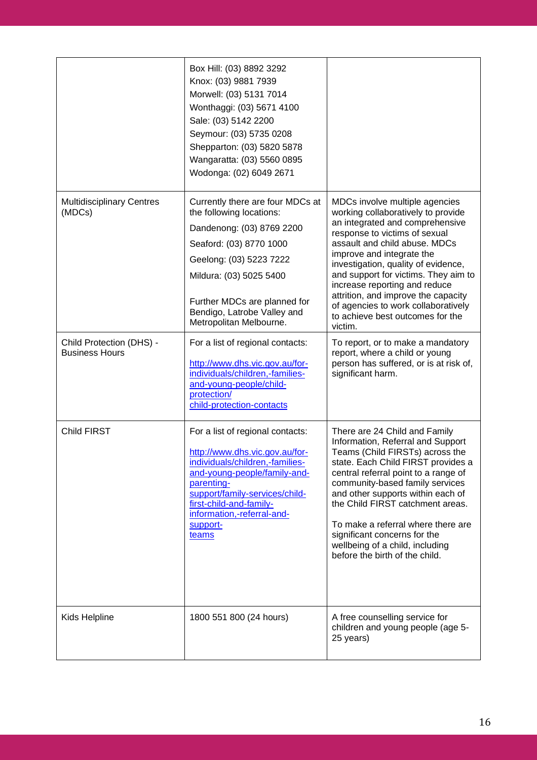| | | |
|---|---|---|
| | Box Hill: (03) 8892 3292<br>Knox: (03) 9881 7939<br>Morwell: (03) 5131 7014<br>Wonthaggi: (03) 5671 4100<br>Sale: (03) 5142 2200<br>Seymour: (03) 5735 0208<br>Shepparton: (03) 5820 5878<br>Wangaratta: (03) 5560 0895<br>Wodonga: (02) 6049 2671 | |
| Multidisciplinary Centres (MDCs) | Currently there are four MDCs at the following locations:<br>Dandenong: (03) 8769 2200<br>Seaford: (03) 8770 1000<br>Geelong: (03) 5223 7222<br>Mildura: (03) 5025 5400<br><br>Further MDCs are planned for Bendigo, Latrobe Valley and Metropolitan Melbourne. | MDCs involve multiple agencies working collaboratively to provide an integrated and comprehensive response to victims of sexual assault and child abuse. MDCs improve and integrate the investigation, quality of evidence, and support for victims. They aim to increase reporting and reduce attrition, and improve the capacity of agencies to work collaboratively to achieve best outcomes for the victim. |
| Child Protection (DHS) - Business Hours | For a list of regional contacts:<br>[http://www.dhs.vic.gov.au/for-individuals/children,-families-and-young-people/child-protection/child-protection-contacts](http://www.dhs.vic.gov.au/for-individuals/children,-families-and-young-people/child-protection/child-protection-contacts) | To report, or to make a mandatory report, where a child or young person has suffered, or is at risk of, significant harm. |
| Child FIRST | For a list of regional contacts:<br>[http://www.dhs.vic.gov.au/for-individuals/children,-families-and-young-people/family-and-parenting-support/family-services/child-first-child-and-family-information,-referral-and-support-teams](http://www.dhs.vic.gov.au/for-individuals/children,-families-and-young-people/family-and-parenting-support/family-services/child-first-child-and-family-information,-referral-and-support-teams) | There are 24 Child and Family Information, Referral and Support Teams (Child FIRSTs) across the state. Each Child FIRST provides a central referral point to a range of community-based family services and other supports within each of the Child FIRST catchment areas.<br><br>To make a referral where there are significant concerns for the wellbeing of a child, including before the birth of the child. |
| Kids Helpline | 1800 551 800 (24 hours) | A free counselling service for children and young people (age 5-25 years) |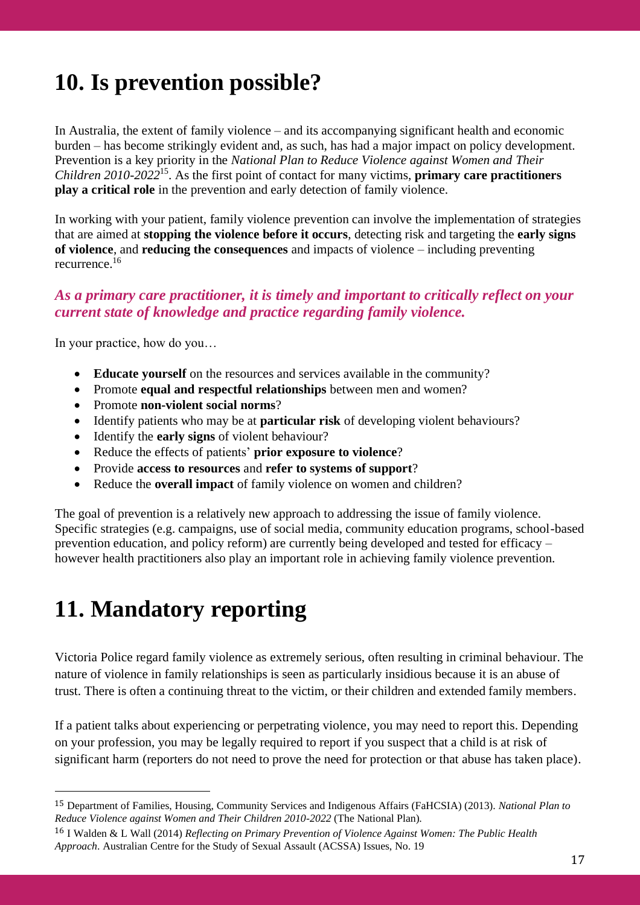# 10. Is prevention possible?

In Australia, the extent of family violence – and its accompanying significant health and economic burden – has become strikingly evident and, as such, has had a major impact on policy development. Prevention is a key priority in the *National Plan to Reduce Violence against Women and Their Children 2010-2022*[15]. As the first point of contact for many victims, **primary care practitioners play a critical role** in the prevention and early detection of family violence.

In working with your patient, family violence prevention can involve the implementation of strategies that are aimed at **stopping the violence before it occurs**, detecting risk and targeting the **early signs of violence**, and **reducing the consequences** and impacts of violence – including preventing recurrence.[16]

***As a primary care practitioner, it is timely and important to critically reflect on your current state of knowledge and practice regarding family violence.***

In your practice, how do you…

- **Educate yourself** on the resources and services available in the community?
- Promote **equal and respectful relationships** between men and women?
- Promote **non-violent social norms**?
- Identify patients who may be at **particular risk** of developing violent behaviours?
- Identify the **early signs** of violent behaviour?
- Reduce the effects of patients' **prior exposure to violence**?
- Provide **access to resources** and **refer to systems of support**?
- Reduce the **overall impact** of family violence on women and children?

The goal of prevention is a relatively new approach to addressing the issue of family violence. Specific strategies (e.g. campaigns, use of social media, community education programs, school-based prevention education, and policy reform) are currently being developed and tested for efficacy – however health practitioners also play an important role in achieving family violence prevention.

# 11. Mandatory reporting

Victoria Police regard family violence as extremely serious, often resulting in criminal behaviour. The nature of violence in family relationships is seen as particularly insidious because it is an abuse of trust. There is often a continuing threat to the victim, or their children and extended family members.

If a patient talks about experiencing or perpetrating violence, you may need to report this. Depending on your profession, you may be legally required to report if you suspect that a child is at risk of significant harm (reporters do not need to prove the need for protection or that abuse has taken place).

---

[15] Department of Families, Housing, Community Services and Indigenous Affairs (FaHCSIA) (2013). *National Plan to Reduce Violence against Women and Their Children 2010-2022* (The National Plan).

[16] I Walden & L Wall (2014) *Reflecting on Primary Prevention of Violence Against Women: The Public Health Approach*. Australian Centre for the Study of Sexual Assault (ACSSA) Issues, No. 19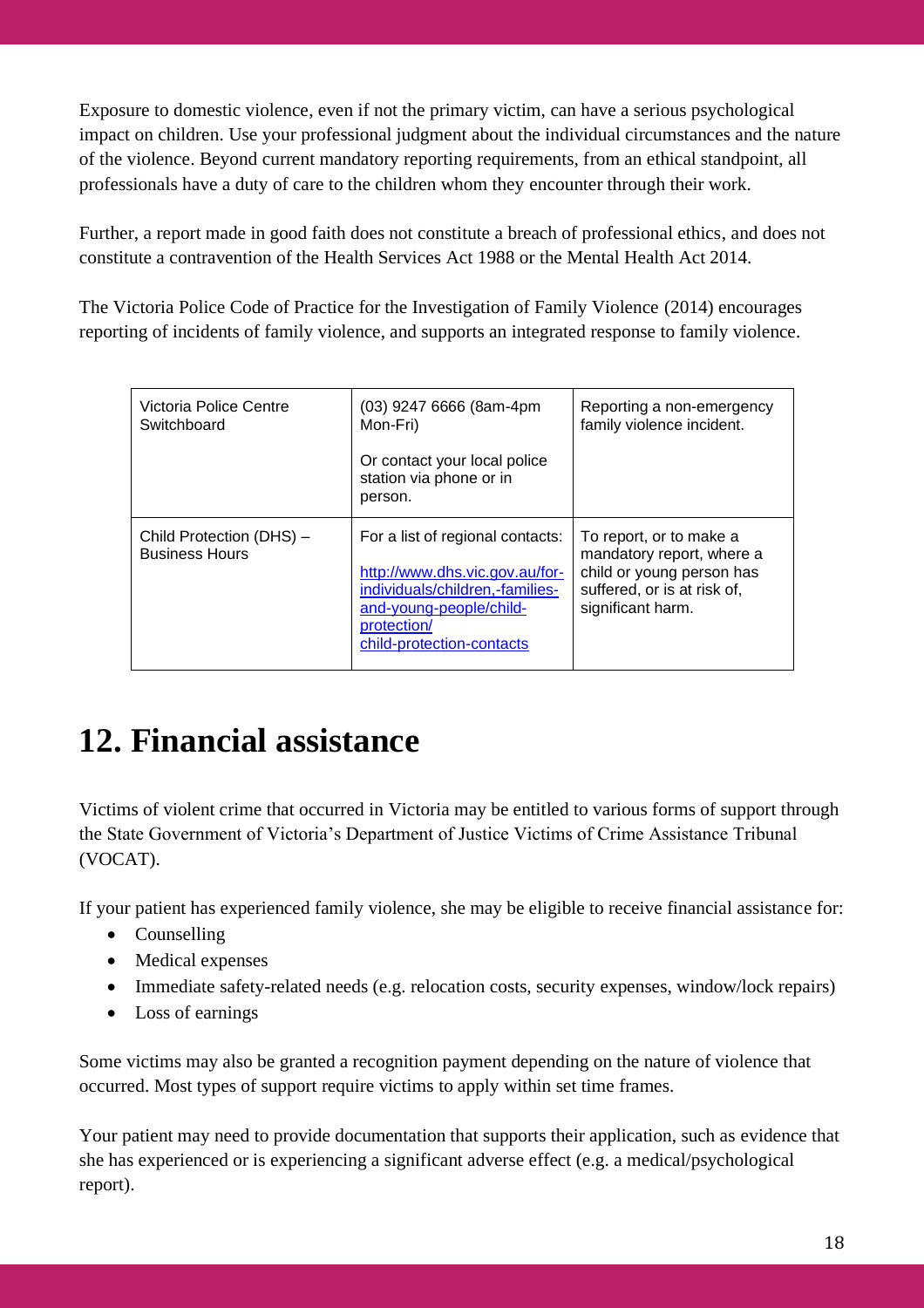Exposure to domestic violence, even if not the primary victim, can have a serious psychological impact on children. Use your professional judgment about the individual circumstances and the nature of the violence. Beyond current mandatory reporting requirements, from an ethical standpoint, all professionals have a duty of care to the children whom they encounter through their work.

Further, a report made in good faith does not constitute a breach of professional ethics, and does not constitute a contravention of the Health Services Act 1988 or the Mental Health Act 2014.

The Victoria Police Code of Practice for the Investigation of Family Violence (2014) encourages reporting of incidents of family violence, and supports an integrated response to family violence.

| | | |
|---|---|---|
| Victoria Police Centre Switchboard | (03) 9247 6666 (8am-4pm Mon-Fri)<br><br>Or contact your local police station via phone or in person. | Reporting a non-emergency family violence incident. |
| Child Protection (DHS) – Business Hours | For a list of regional contacts:<br><br>[http://www.dhs.vic.gov.au/for-individuals/children,-families-and-young-people/child-protection/child-protection-contacts](http://www.dhs.vic.gov.au/for-individuals/children,-families-and-young-people/child-protection/child-protection-contacts) | To report, or to make a mandatory report, where a child or young person has suffered, or is at risk of, significant harm. |

# 12. Financial assistance

Victims of violent crime that occurred in Victoria may be entitled to various forms of support through the State Government of Victoria's Department of Justice Victims of Crime Assistance Tribunal (VOCAT).

If your patient has experienced family violence, she may be eligible to receive financial assistance for:

- Counselling
- Medical expenses
- Immediate safety-related needs (e.g. relocation costs, security expenses, window/lock repairs)
- Loss of earnings

Some victims may also be granted a recognition payment depending on the nature of violence that occurred. Most types of support require victims to apply within set time frames.

Your patient may need to provide documentation that supports their application, such as evidence that she has experienced or is experiencing a significant adverse effect (e.g. a medical/psychological report).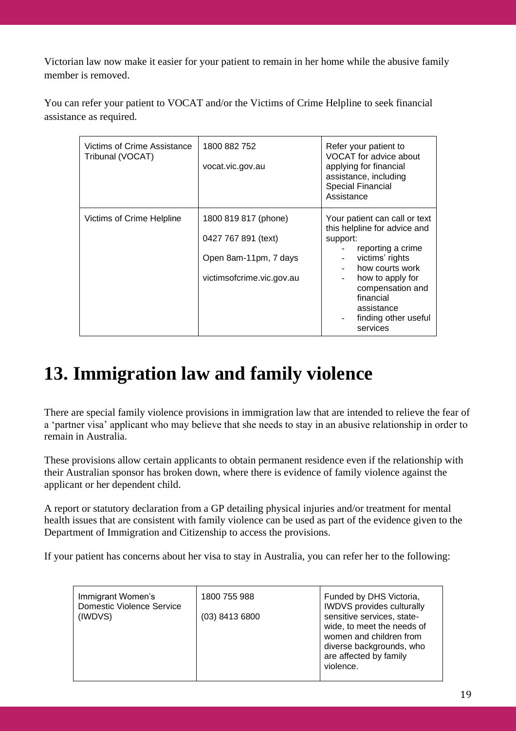Victorian law now make it easier for your patient to remain in her home while the abusive family member is removed.

You can refer your patient to VOCAT and/or the Victims of Crime Helpline to seek financial assistance as required.

| | | |
|---|---|---|
| Victims of Crime Assistance Tribunal (VOCAT) | 1800 882 752<br><br>vocat.vic.gov.au | Refer your patient to VOCAT for advice about applying for financial assistance, including Special Financial Assistance |
| Victims of Crime Helpline | 1800 819 817 (phone)<br><br>0427 767 891 (text)<br><br>Open 8am-11pm, 7 days<br><br>victimsofcrime.vic.gov.au | Your patient can call or text this helpline for advice and support:<br>- reporting a crime<br>- victims' rights<br>- how courts work<br>- how to apply for compensation and financial assistance<br>- finding other useful services |

# 13. Immigration law and family violence

There are special family violence provisions in immigration law that are intended to relieve the fear of a 'partner visa' applicant who may believe that she needs to stay in an abusive relationship in order to remain in Australia.

These provisions allow certain applicants to obtain permanent residence even if the relationship with their Australian sponsor has broken down, where there is evidence of family violence against the applicant or her dependent child.

A report or statutory declaration from a GP detailing physical injuries and/or treatment for mental health issues that are consistent with family violence can be used as part of the evidence given to the Department of Immigration and Citizenship to access the provisions.

If your patient has concerns about her visa to stay in Australia, you can refer her to the following:

| | | |
|---|---|---|
| Immigrant Women's Domestic Violence Service (IWDVS) | 1800 755 988<br><br>(03) 8413 6800 | Funded by DHS Victoria, IWDVS provides culturally sensitive services, state-wide, to meet the needs of women and children from diverse backgrounds, who are affected by family violence. |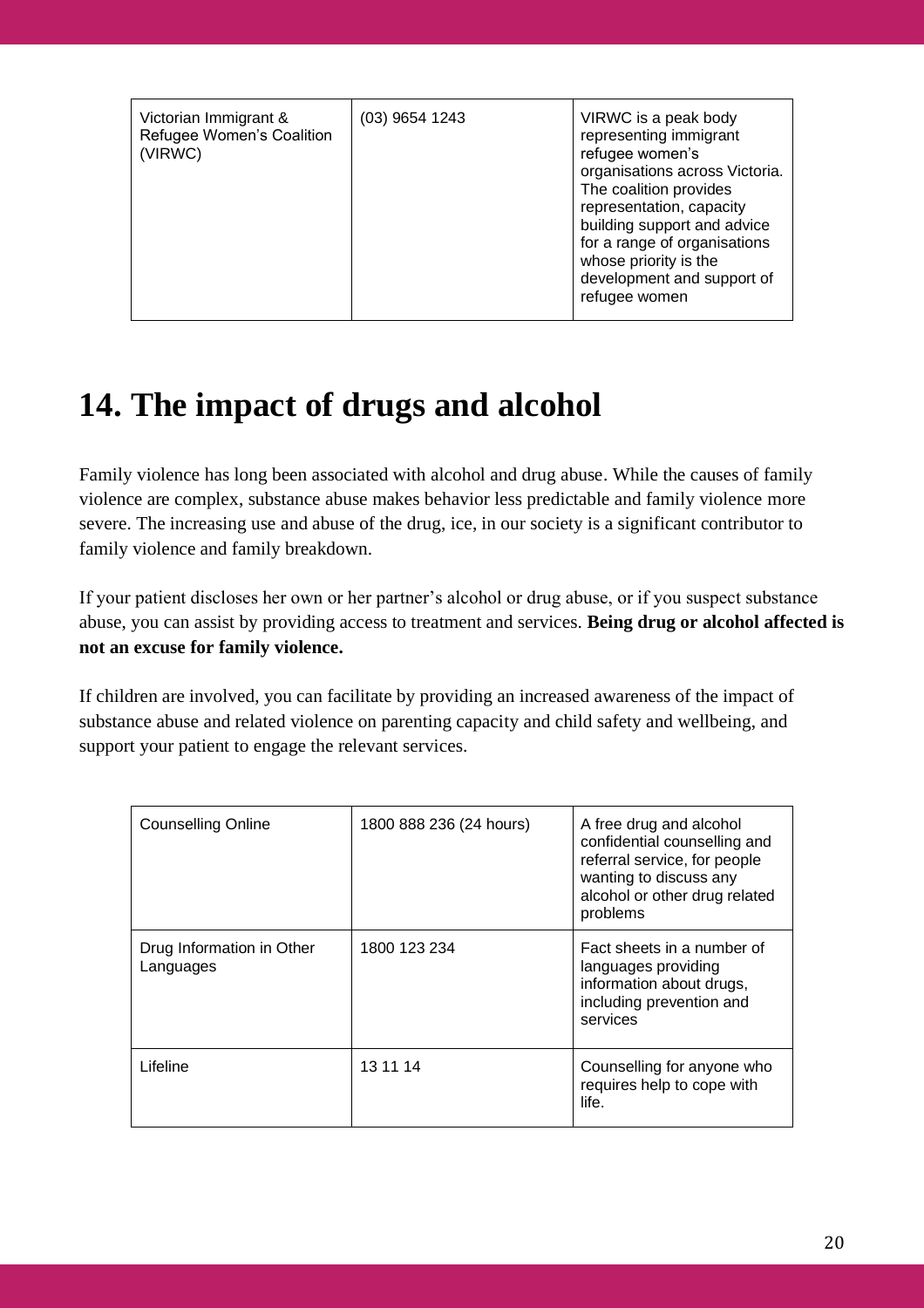| Victorian Immigrant & Refugee Women's Coalition (VIRWC) | (03) 9654 1243 | VIRWC is a peak body representing immigrant refugee women's organisations across Victoria. The coalition provides representation, capacity building support and advice for a range of organisations whose priority is the development and support of refugee women |
|---|---|---|

# 14. The impact of drugs and alcohol

Family violence has long been associated with alcohol and drug abuse. While the causes of family violence are complex, substance abuse makes behavior less predictable and family violence more severe. The increasing use and abuse of the drug, ice, in our society is a significant contributor to family violence and family breakdown.

If your patient discloses her own or her partner's alcohol or drug abuse, or if you suspect substance abuse, you can assist by providing access to treatment and services. **Being drug or alcohol affected is not an excuse for family violence.**

If children are involved, you can facilitate by providing an increased awareness of the impact of substance abuse and related violence on parenting capacity and child safety and wellbeing, and support your patient to engage the relevant services.

| Counselling Online | 1800 888 236 (24 hours) | A free drug and alcohol confidential counselling and referral service, for people wanting to discuss any alcohol or other drug related problems |
|---|---|---|
| Drug Information in Other Languages | 1800 123 234 | Fact sheets in a number of languages providing information about drugs, including prevention and services |
| Lifeline | 13 11 14 | Counselling for anyone who requires help to cope with life. |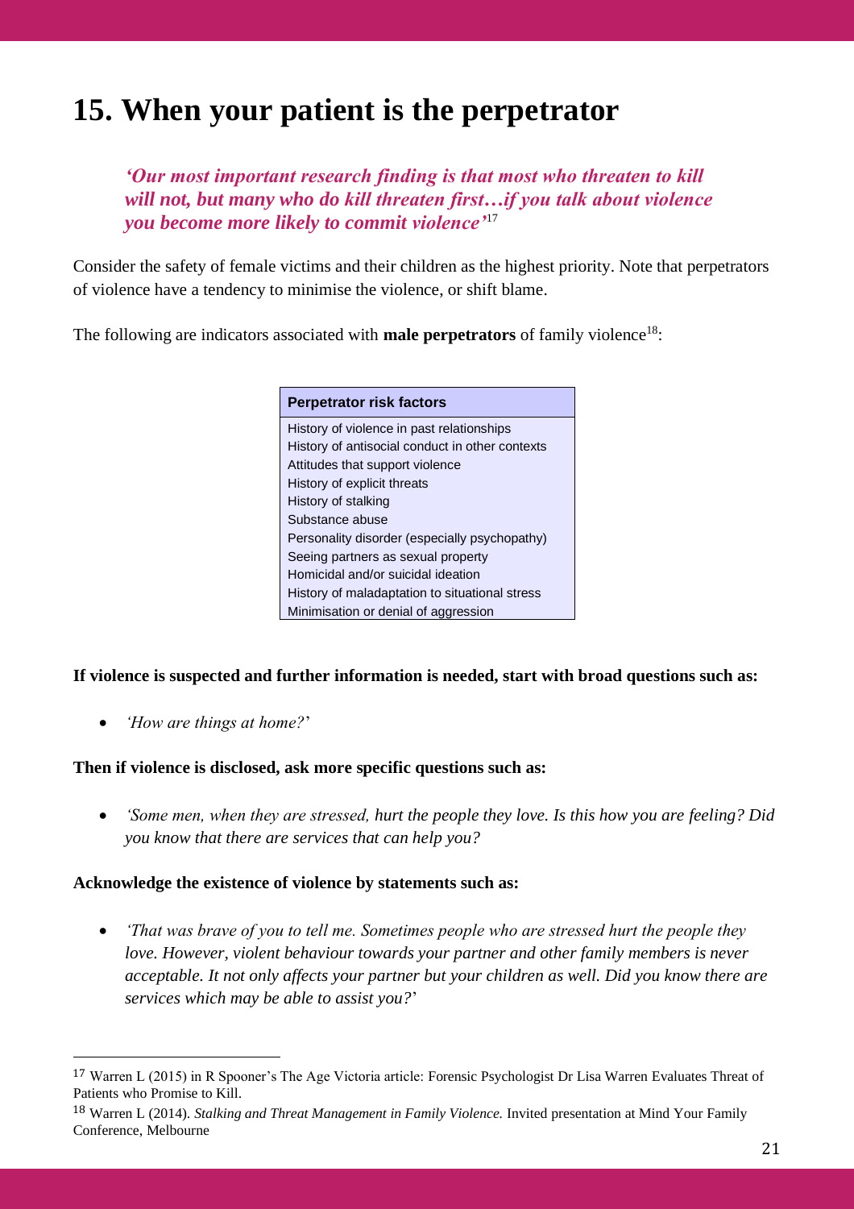# 15. When your patient is the perpetrator

> ***'Our most important research finding is that most who threaten to kill will not, but many who do kill threaten first…if you talk about violence you become more likely to commit violence'***[17]

Consider the safety of female victims and their children as the highest priority. Note that perpetrators of violence have a tendency to minimise the violence, or shift blame.

The following are indicators associated with **male perpetrators** of family violence[18]:

| Perpetrator risk factors |
|---|
| History of violence in past relationships |
| History of antisocial conduct in other contexts |
| Attitudes that support violence |
| History of explicit threats |
| History of stalking |
| Substance abuse |
| Personality disorder (especially psychopathy) |
| Seeing partners as sexual property |
| Homicidal and/or suicidal ideation |
| History of maladaptation to situational stress |
| Minimisation or denial of aggression |

**If violence is suspected and further information is needed, start with broad questions such as:**

- *'How are things at home?'*

**Then if violence is disclosed, ask more specific questions such as:**

- *'Some men, when they are stressed, hurt the people they love. Is this how you are feeling? Did you know that there are services that can help you?*

**Acknowledge the existence of violence by statements such as:**

- *'That was brave of you to tell me. Sometimes people who are stressed hurt the people they love. However, violent behaviour towards your partner and other family members is never acceptable. It not only affects your partner but your children as well. Did you know there are services which may be able to assist you?'*

---

[17] Warren L (2015) in R Spooner's The Age Victoria article: Forensic Psychologist Dr Lisa Warren Evaluates Threat of Patients who Promise to Kill.

[18] Warren L (2014). *Stalking and Threat Management in Family Violence.* Invited presentation at Mind Your Family Conference, Melbourne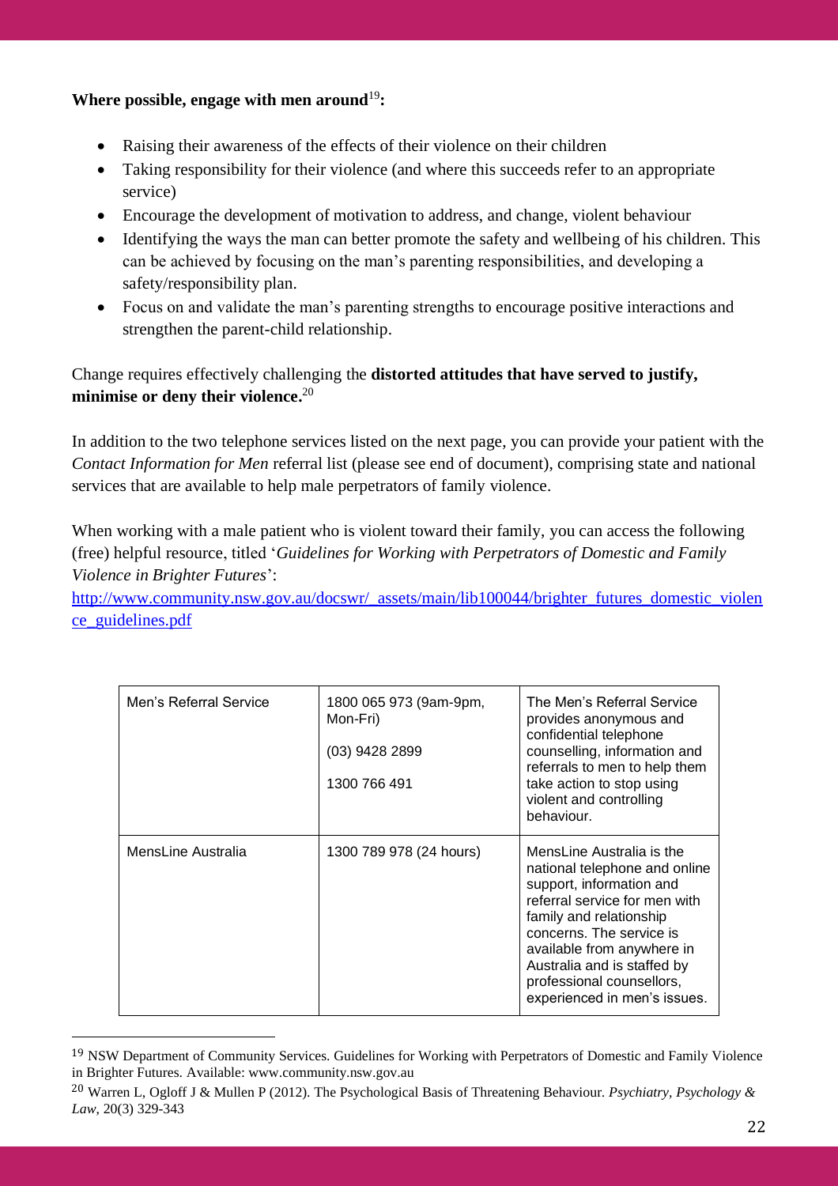**Where possible, engage with men around**[19]**:**

- Raising their awareness of the effects of their violence on their children
- Taking responsibility for their violence (and where this succeeds refer to an appropriate service)
- Encourage the development of motivation to address, and change, violent behaviour
- Identifying the ways the man can better promote the safety and wellbeing of his children. This can be achieved by focusing on the man's parenting responsibilities, and developing a safety/responsibility plan.
- Focus on and validate the man's parenting strengths to encourage positive interactions and strengthen the parent-child relationship.

Change requires effectively challenging the **distorted attitudes that have served to justify, minimise or deny their violence.**[20]

In addition to the two telephone services listed on the next page, you can provide your patient with the *Contact Information for Men* referral list (please see end of document), comprising state and national services that are available to help male perpetrators of family violence.

When working with a male patient who is violent toward their family, you can access the following (free) helpful resource, titled '*Guidelines for Working with Perpetrators of Domestic and Family Violence in Brighter Futures*':
http://www.community.nsw.gov.au/docswr/_assets/main/lib100044/brighter_futures_domestic_violence_guidelines.pdf

| Men's Referral Service | 1800 065 973 (9am-9pm, Mon-Fri)<br>(03) 9428 2899<br>1300 766 491 | The Men's Referral Service provides anonymous and confidential telephone counselling, information and referrals to men to help them take action to stop using violent and controlling behaviour. |
|---|---|---|
| MensLine Australia | 1300 789 978 (24 hours) | MensLine Australia is the national telephone and online support, information and referral service for men with family and relationship concerns. The service is available from anywhere in Australia and is staffed by professional counsellors, experienced in men's issues. |

[19] NSW Department of Community Services. Guidelines for Working with Perpetrators of Domestic and Family Violence in Brighter Futures. Available: www.community.nsw.gov.au

[20] Warren L, Ogloff J & Mullen P (2012). The Psychological Basis of Threatening Behaviour. *Psychiatry, Psychology & Law*, 20(3) 329-343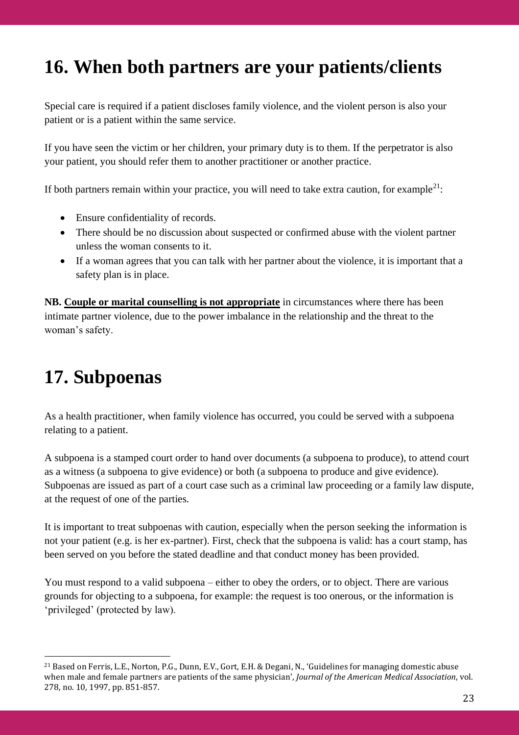# 16. When both partners are your patients/clients

Special care is required if a patient discloses family violence, and the violent person is also your patient or is a patient within the same service.

If you have seen the victim or her children, your primary duty is to them. If the perpetrator is also your patient, you should refer them to another practitioner or another practice.

If both partners remain within your practice, you will need to take extra caution, for example[21]:

- Ensure confidentiality of records.
- There should be no discussion about suspected or confirmed abuse with the violent partner unless the woman consents to it.
- If a woman agrees that you can talk with her partner about the violence, it is important that a safety plan is in place.

**NB. <u>Couple or marital counselling is not appropriate</u>** in circumstances where there has been intimate partner violence, due to the power imbalance in the relationship and the threat to the woman's safety.

# 17. Subpoenas

As a health practitioner, when family violence has occurred, you could be served with a subpoena relating to a patient.

A subpoena is a stamped court order to hand over documents (a subpoena to produce), to attend court as a witness (a subpoena to give evidence) or both (a subpoena to produce and give evidence). Subpoenas are issued as part of a court case such as a criminal law proceeding or a family law dispute, at the request of one of the parties.

It is important to treat subpoenas with caution, especially when the person seeking the information is not your patient (e.g. is her ex-partner). First, check that the subpoena is valid: has a court stamp, has been served on you before the stated deadline and that conduct money has been provided.

You must respond to a valid subpoena – either to obey the orders, or to object. There are various grounds for objecting to a subpoena, for example: the request is too onerous, or the information is 'privileged' (protected by law).

---

[21] Based on Ferris, L.E., Norton, P.G., Dunn, E.V., Gort, E.H. & Degani, N., 'Guidelines for managing domestic abuse when male and female partners are patients of the same physician', *Journal of the American Medical Association*, vol. 278, no. 10, 1997, pp. 851-857.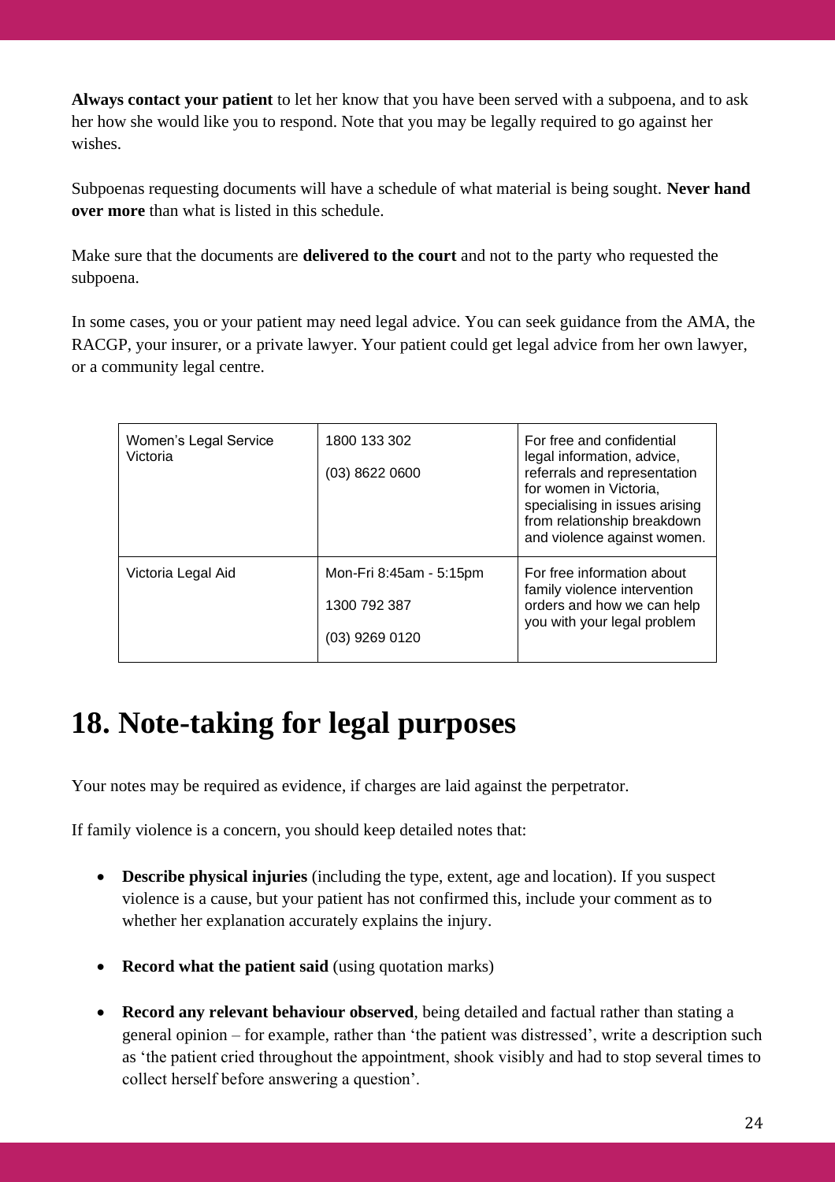**Always contact your patient** to let her know that you have been served with a subpoena, and to ask her how she would like you to respond. Note that you may be legally required to go against her wishes.

Subpoenas requesting documents will have a schedule of what material is being sought. **Never hand over more** than what is listed in this schedule.

Make sure that the documents are **delivered to the court** and not to the party who requested the subpoena.

In some cases, you or your patient may need legal advice. You can seek guidance from the AMA, the RACGP, your insurer, or a private lawyer. Your patient could get legal advice from her own lawyer, or a community legal centre.

| | | |
|---|---|---|
| Women's Legal Service Victoria | 1800 133 302<br><br>(03) 8622 0600 | For free and confidential legal information, advice, referrals and representation for women in Victoria, specialising in issues arising from relationship breakdown and violence against women. |
| Victoria Legal Aid | Mon-Fri 8:45am - 5:15pm<br><br>1300 792 387<br><br>(03) 9269 0120 | For free information about family violence intervention orders and how we can help you with your legal problem |

# 18. Note-taking for legal purposes

Your notes may be required as evidence, if charges are laid against the perpetrator.

If family violence is a concern, you should keep detailed notes that:

- **Describe physical injuries** (including the type, extent, age and location). If you suspect violence is a cause, but your patient has not confirmed this, include your comment as to whether her explanation accurately explains the injury.
- **Record what the patient said** (using quotation marks)
- **Record any relevant behaviour observed**, being detailed and factual rather than stating a general opinion – for example, rather than 'the patient was distressed', write a description such as 'the patient cried throughout the appointment, shook visibly and had to stop several times to collect herself before answering a question'.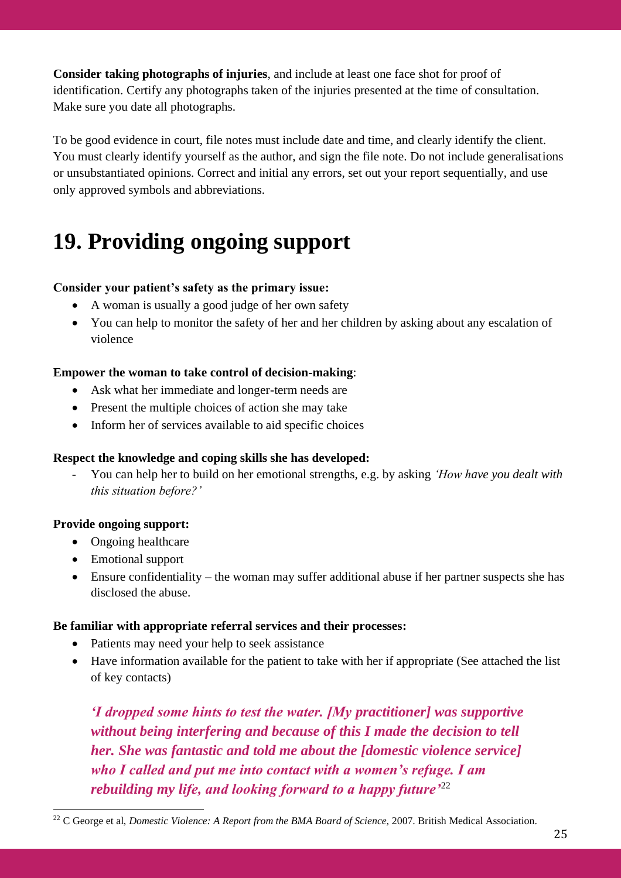**Consider taking photographs of injuries**, and include at least one face shot for proof of identification. Certify any photographs taken of the injuries presented at the time of consultation. Make sure you date all photographs.

To be good evidence in court, file notes must include date and time, and clearly identify the client. You must clearly identify yourself as the author, and sign the file note. Do not include generalisations or unsubstantiated opinions. Correct and initial any errors, set out your report sequentially, and use only approved symbols and abbreviations.

# 19. Providing ongoing support

**Consider your patient's safety as the primary issue:**

- A woman is usually a good judge of her own safety
- You can help to monitor the safety of her and her children by asking about any escalation of violence

**Empower the woman to take control of decision-making**:

- Ask what her immediate and longer-term needs are
- Present the multiple choices of action she may take
- Inform her of services available to aid specific choices

**Respect the knowledge and coping skills she has developed:**

- You can help her to build on her emotional strengths, e.g. by asking *'How have you dealt with this situation before?'*

**Provide ongoing support:**

- Ongoing healthcare
- Emotional support
- Ensure confidentiality – the woman may suffer additional abuse if her partner suspects she has disclosed the abuse.

**Be familiar with appropriate referral services and their processes:**

- Patients may need your help to seek assistance
- Have information available for the patient to take with her if appropriate (See attached the list of key contacts)

> ***'I dropped some hints to test the water. [My practitioner] was supportive without being interfering and because of this I made the decision to tell her. She was fantastic and told me about the [domestic violence service] who I called and put me into contact with a women's refuge. I am rebuilding my life, and looking forward to a happy future'***[22]

[22] C George et al, *Domestic Violence: A Report from the BMA Board of Science,* 2007. British Medical Association.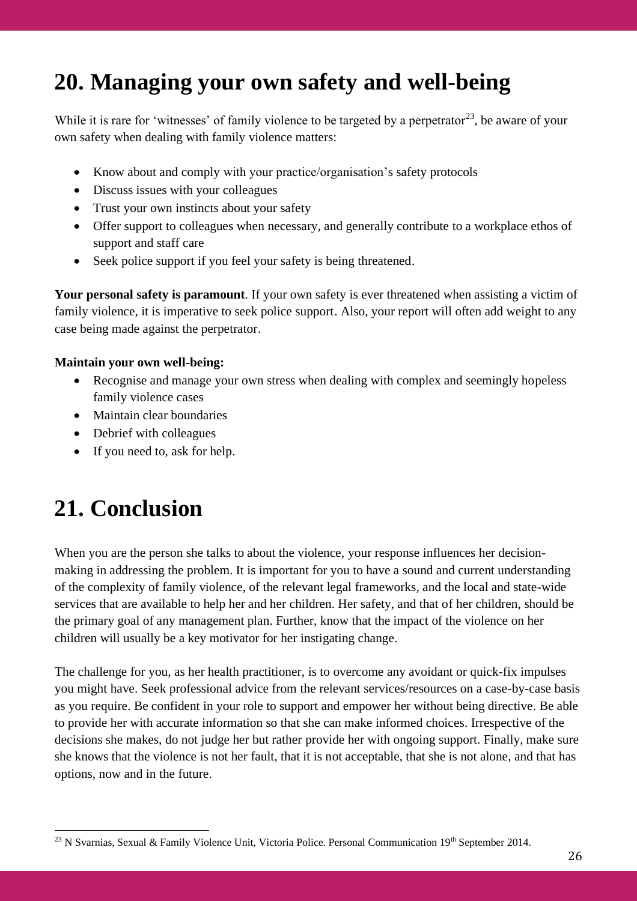# 20. Managing your own safety and well-being

While it is rare for 'witnesses' of family violence to be targeted by a perpetrator[23], be aware of your own safety when dealing with family violence matters:

- Know about and comply with your practice/organisation's safety protocols
- Discuss issues with your colleagues
- Trust your own instincts about your safety
- Offer support to colleagues when necessary, and generally contribute to a workplace ethos of support and staff care
- Seek police support if you feel your safety is being threatened.

**Your personal safety is paramount**. If your own safety is ever threatened when assisting a victim of family violence, it is imperative to seek police support. Also, your report will often add weight to any case being made against the perpetrator.

**Maintain your own well-being:**

- Recognise and manage your own stress when dealing with complex and seemingly hopeless family violence cases
- Maintain clear boundaries
- Debrief with colleagues
- If you need to, ask for help.

# 21. Conclusion

When you are the person she talks to about the violence, your response influences her decision-making in addressing the problem. It is important for you to have a sound and current understanding of the complexity of family violence, of the relevant legal frameworks, and the local and state-wide services that are available to help her and her children. Her safety, and that of her children, should be the primary goal of any management plan. Further, know that the impact of the violence on her children will usually be a key motivator for her instigating change.

The challenge for you, as her health practitioner, is to overcome any avoidant or quick-fix impulses you might have. Seek professional advice from the relevant services/resources on a case-by-case basis as you require. Be confident in your role to support and empower her without being directive. Be able to provide her with accurate information so that she can make informed choices. Irrespective of the decisions she makes, do not judge her but rather provide her with ongoing support. Finally, make sure she knows that the violence is not her fault, that it is not acceptable, that she is not alone, and that has options, now and in the future.

[23] N Svarnias, Sexual & Family Violence Unit, Victoria Police. Personal Communication 19th September 2014.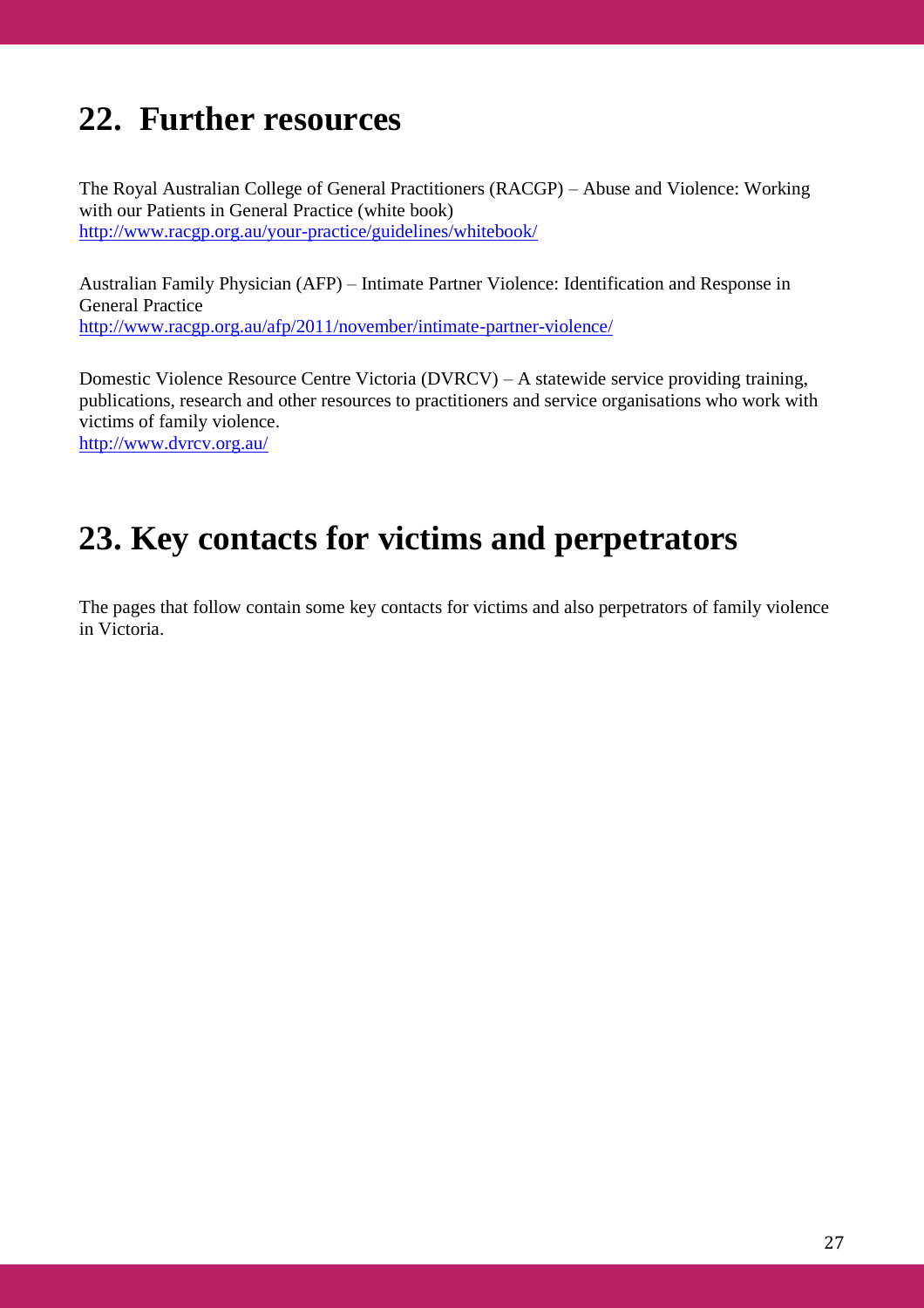# 22. Further resources

The Royal Australian College of General Practitioners (RACGP) – Abuse and Violence: Working with our Patients in General Practice (white book)
http://www.racgp.org.au/your-practice/guidelines/whitebook/

Australian Family Physician (AFP) – Intimate Partner Violence: Identification and Response in General Practice
http://www.racgp.org.au/afp/2011/november/intimate-partner-violence/

Domestic Violence Resource Centre Victoria (DVRCV) – A statewide service providing training, publications, research and other resources to practitioners and service organisations who work with victims of family violence.
http://www.dvrcv.org.au/

# 23. Key contacts for victims and perpetrators

The pages that follow contain some key contacts for victims and also perpetrators of family violence in Victoria.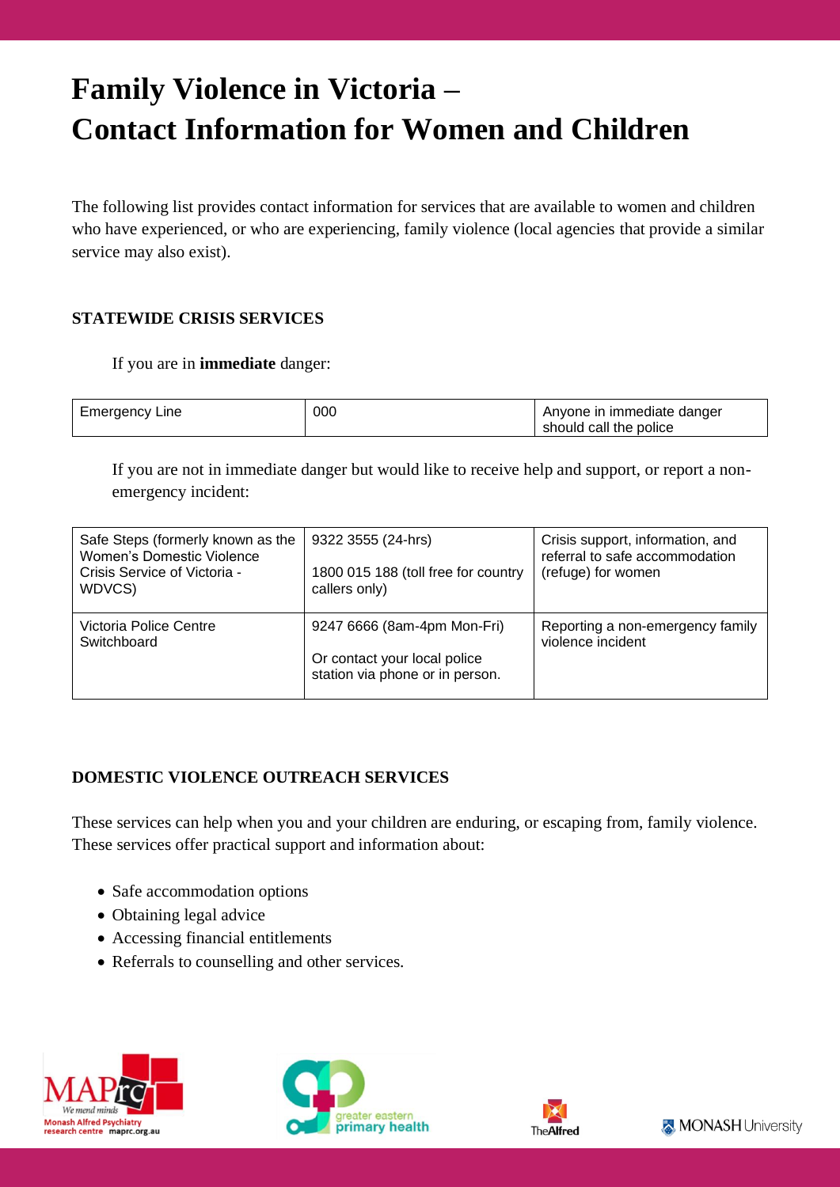# Family Violence in Victoria – Contact Information for Women and Children

The following list provides contact information for services that are available to women and children who have experienced, or who are experiencing, family violence (local agencies that provide a similar service may also exist).

### STATEWIDE CRISIS SERVICES

If you are in **immediate** danger:

| | | |
|---|---|---|
| Emergency Line | 000 | Anyone in immediate danger should call the police |

If you are not in immediate danger but would like to receive help and support, or report a non-emergency incident:

| | | |
|---|---|---|
| Safe Steps (formerly known as the Women's Domestic Violence Crisis Service of Victoria - WDVCS) | 9322 3555 (24-hrs)<br><br>1800 015 188 (toll free for country callers only) | Crisis support, information, and referral to safe accommodation (refuge) for women |
| Victoria Police Centre Switchboard | 9247 6666 (8am-4pm Mon-Fri)<br><br>Or contact your local police station via phone or in person. | Reporting a non-emergency family violence incident |

### DOMESTIC VIOLENCE OUTREACH SERVICES

These services can help when you and your children are enduring, or escaping from, family violence. These services offer practical support and information about:

- Safe accommodation options
- Obtaining legal advice
- Accessing financial entitlements
- Referrals to counselling and other services.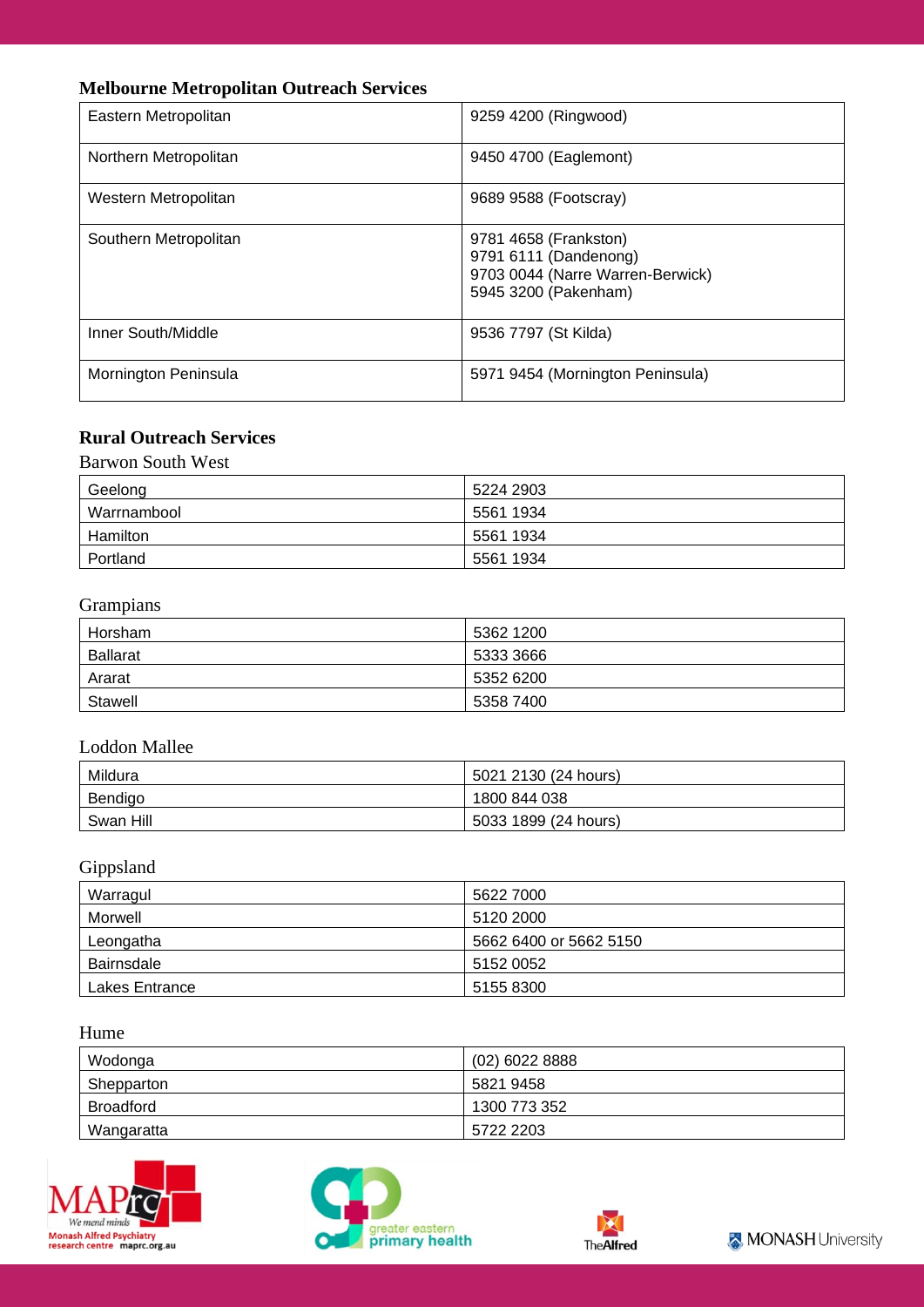## Melbourne Metropolitan Outreach Services

| | |
|---|---|
| Eastern Metropolitan | 9259 4200 (Ringwood) |
| Northern Metropolitan | 9450 4700 (Eaglemont) |
| Western Metropolitan | 9689 9588 (Footscray) |
| Southern Metropolitan | 9781 4658 (Frankston)<br>9791 6111 (Dandenong)<br>9703 0044 (Narre Warren-Berwick)<br>5945 3200 (Pakenham) |
| Inner South/Middle | 9536 7797 (St Kilda) |
| Mornington Peninsula | 5971 9454 (Mornington Peninsula) |

## Rural Outreach Services

### Barwon South West

| | |
|---|---|
| Geelong | 5224 2903 |
| Warrnambool | 5561 1934 |
| Hamilton | 5561 1934 |
| Portland | 5561 1934 |

### Grampians

| | |
|---|---|
| Horsham | 5362 1200 |
| Ballarat | 5333 3666 |
| Ararat | 5352 6200 |
| Stawell | 5358 7400 |

### Loddon Mallee

| | |
|---|---|
| Mildura | 5021 2130 (24 hours) |
| Bendigo | 1800 844 038 |
| Swan Hill | 5033 1899 (24 hours) |

### Gippsland

| | |
|---|---|
| Warragul | 5622 7000 |
| Morwell | 5120 2000 |
| Leongatha | 5662 6400 or 5662 5150 |
| Bairnsdale | 5152 0052 |
| Lakes Entrance | 5155 8300 |

### Hume

| | |
|---|---|
| Wodonga | (02) 6022 8888 |
| Shepparton | 5821 9458 |
| Broadford | 1300 773 352 |
| Wangaratta | 5722 2203 |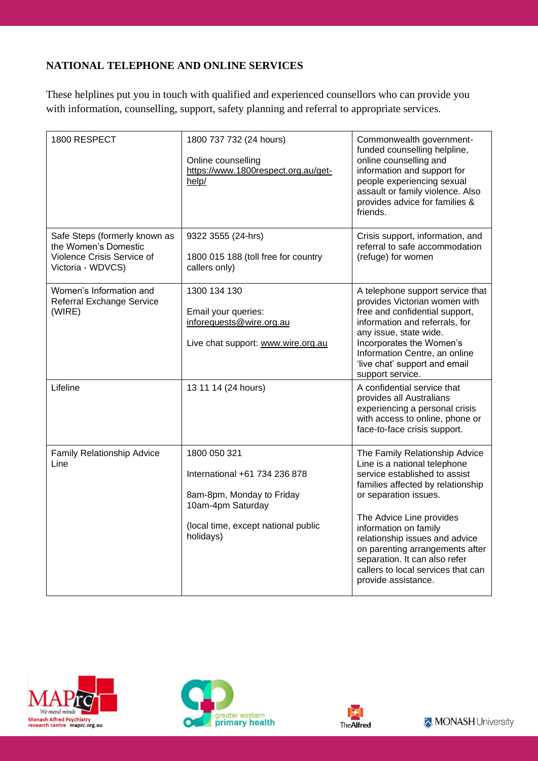## NATIONAL TELEPHONE AND ONLINE SERVICES

These helplines put you in touch with qualified and experienced counsellors who can provide you with information, counselling, support, safety planning and referral to appropriate services.

| | | |
|---|---|---|
| 1800 RESPECT | 1800 737 732 (24 hours)<br><br>Online counselling<br>https://www.1800respect.org.au/get-help/ | Commonwealth government-funded counselling helpline, online counselling and information and support for people experiencing sexual assault or family violence. Also provides advice for families & friends. |
| Safe Steps (formerly known as the Women's Domestic Violence Crisis Service of Victoria - WDVCS) | 9322 3555 (24-hrs)<br><br>1800 015 188 (toll free for country callers only) | Crisis support, information, and referral to safe accommodation (refuge) for women |
| Women's Information and Referral Exchange Service (WIRE) | 1300 134 130<br><br>Email your queries:<br>inforequests@wire.org.au<br><br>Live chat support: www.wire.org.au | A telephone support service that provides Victorian women with free and confidential support, information and referrals, for any issue, state wide. Incorporates the Women's Information Centre, an online 'live chat' support and email support service. |
| Lifeline | 13 11 14 (24 hours) | A confidential service that provides all Australians experiencing a personal crisis with access to online, phone or face-to-face crisis support. |
| Family Relationship Advice Line | 1800 050 321<br><br>International +61 734 236 878<br><br>8am-8pm, Monday to Friday<br>10am-4pm Saturday<br><br>(local time, except national public holidays) | The Family Relationship Advice Line is a national telephone service established to assist families affected by relationship or separation issues.<br><br>The Advice Line provides information on family relationship issues and advice on parenting arrangements after separation. It can also refer callers to local services that can provide assistance. |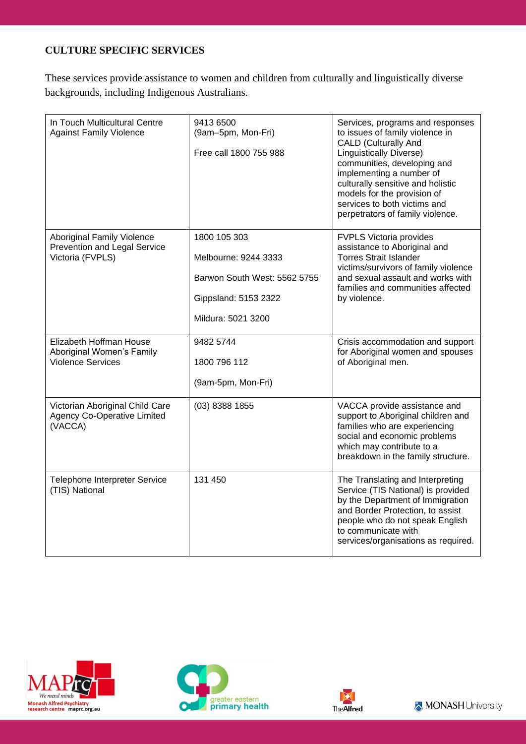**CULTURE SPECIFIC SERVICES**

These services provide assistance to women and children from culturally and linguistically diverse backgrounds, including Indigenous Australians.

| | | |
|---|---|---|
| In Touch Multicultural Centre Against Family Violence | 9413 6500 (9am–5pm, Mon-Fri)<br><br>Free call 1800 755 988 | Services, programs and responses to issues of family violence in CALD (Culturally And Linguistically Diverse) communities, developing and implementing a number of culturally sensitive and holistic models for the provision of services to both victims and perpetrators of family violence. |
| Aboriginal Family Violence Prevention and Legal Service Victoria (FVPLS) | 1800 105 303<br><br>Melbourne: 9244 3333<br><br>Barwon South West: 5562 5755<br><br>Gippsland: 5153 2322<br><br>Mildura: 5021 3200 | FVPLS Victoria provides assistance to Aboriginal and Torres Strait Islander victims/survivors of family violence and sexual assault and works with families and communities affected by violence. |
| Elizabeth Hoffman House Aboriginal Women's Family Violence Services | 9482 5744<br><br>1800 796 112<br><br>(9am-5pm, Mon-Fri) | Crisis accommodation and support for Aboriginal women and spouses of Aboriginal men. |
| Victorian Aboriginal Child Care Agency Co-Operative Limited (VACCA) | (03) 8388 1855 | VACCA provide assistance and support to Aboriginal children and families who are experiencing social and economic problems which may contribute to a breakdown in the family structure. |
| Telephone Interpreter Service (TIS) National | 131 450 | The Translating and Interpreting Service (TIS National) is provided by the Department of Immigration and Border Protection, to assist people who do not speak English to communicate with services/organisations as required. |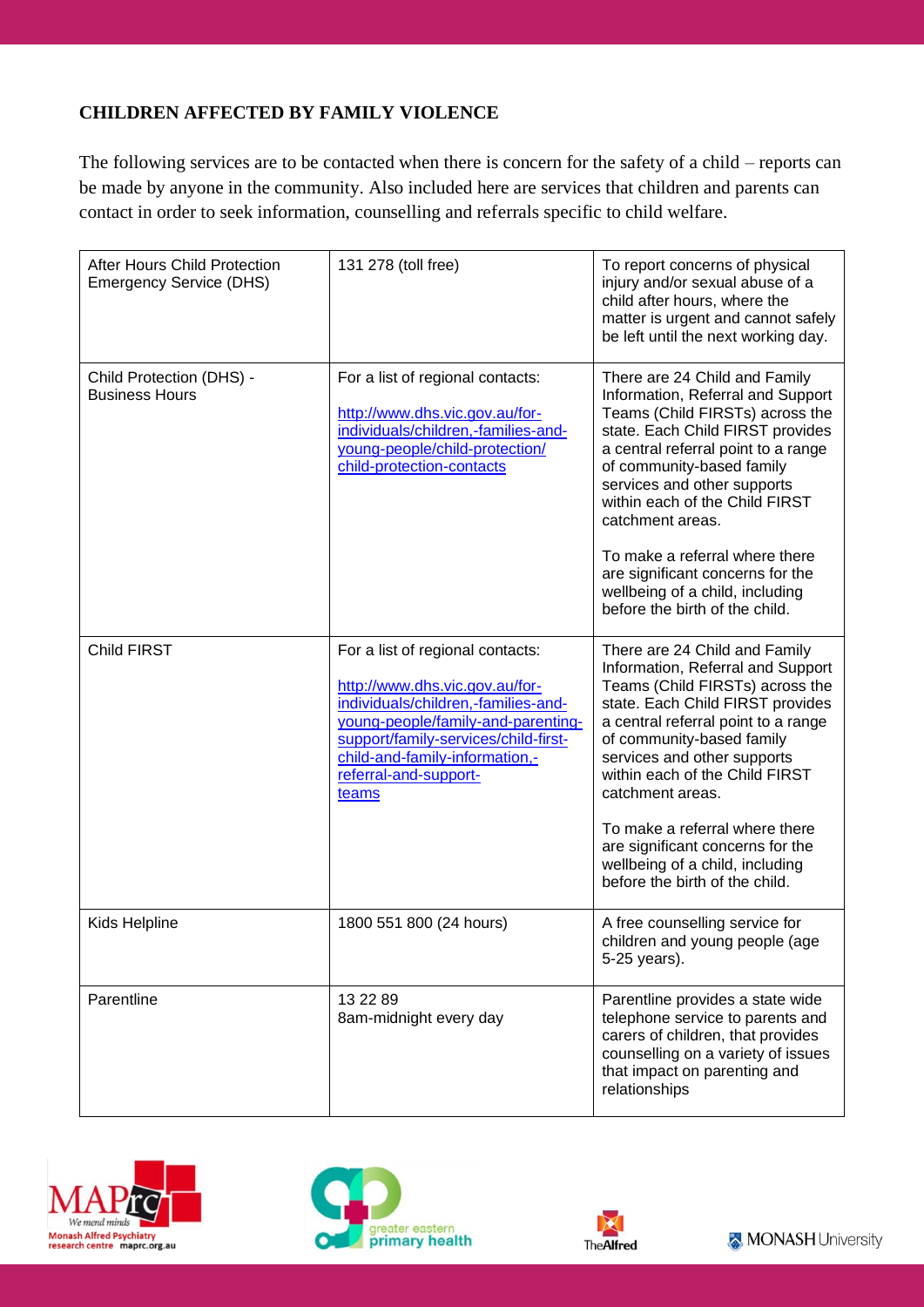## CHILDREN AFFECTED BY FAMILY VIOLENCE

The following services are to be contacted when there is concern for the safety of a child – reports can be made by anyone in the community. Also included here are services that children and parents can contact in order to seek information, counselling and referrals specific to child welfare.

| Service | Contact | Description |
|---|---|---|
| After Hours Child Protection Emergency Service (DHS) | 131 278 (toll free) | To report concerns of physical injury and/or sexual abuse of a child after hours, where the matter is urgent and cannot safely be left until the next working day. |
| Child Protection (DHS) - Business Hours | For a list of regional contacts: http://www.dhs.vic.gov.au/for-individuals/children,-families-and-young-people/child-protection/child-protection-contacts | There are 24 Child and Family Information, Referral and Support Teams (Child FIRSTs) across the state. Each Child FIRST provides a central referral point to a range of community-based family services and other supports within each of the Child FIRST catchment areas. To make a referral where there are significant concerns for the wellbeing of a child, including before the birth of the child. |
| Child FIRST | For a list of regional contacts: http://www.dhs.vic.gov.au/for-individuals/children,-families-and-young-people/family-and-parenting-support/family-services/child-first-child-and-family-information,-referral-and-support-teams | There are 24 Child and Family Information, Referral and Support Teams (Child FIRSTs) across the state. Each Child FIRST provides a central referral point to a range of community-based family services and other supports within each of the Child FIRST catchment areas. To make a referral where there are significant concerns for the wellbeing of a child, including before the birth of the child. |
| Kids Helpline | 1800 551 800 (24 hours) | A free counselling service for children and young people (age 5-25 years). |
| Parentline | 13 22 89 8am-midnight every day | Parentline provides a state wide telephone service to parents and carers of children, that provides counselling on a variety of issues that impact on parenting and relationships |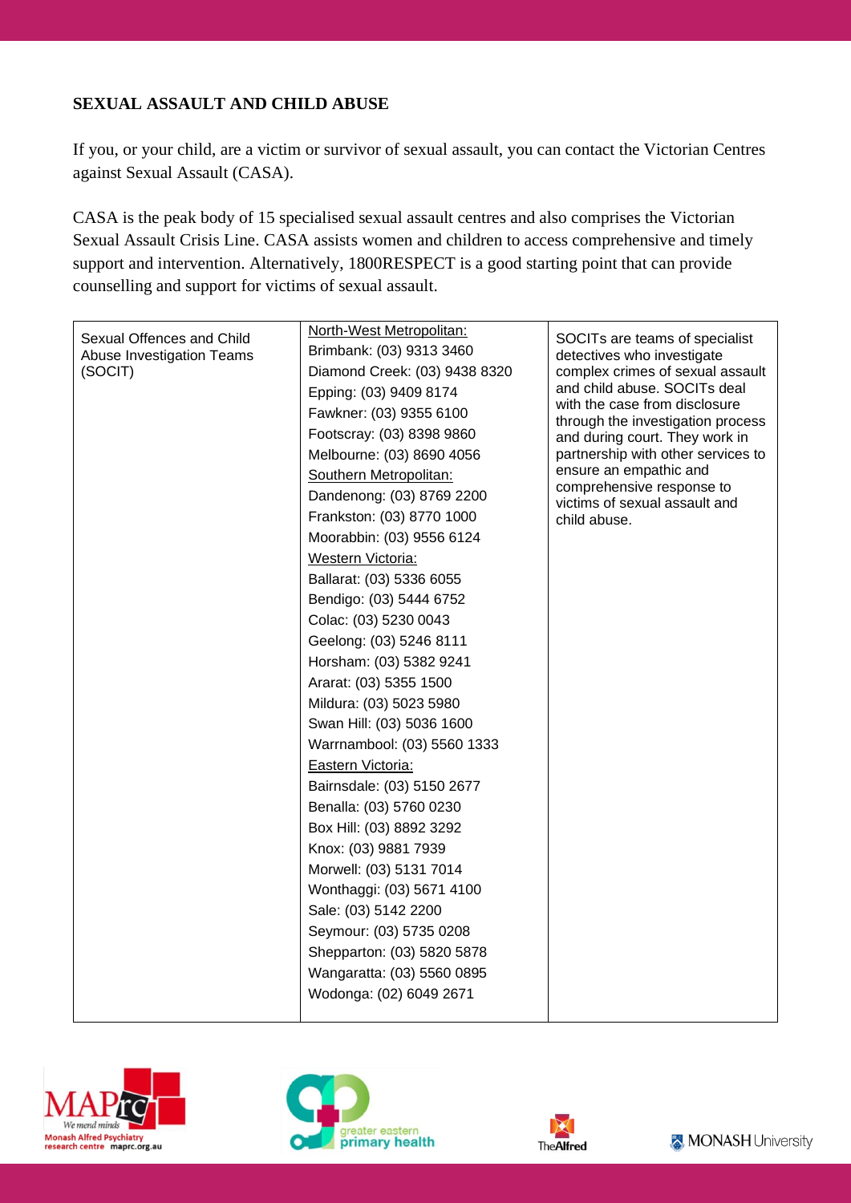**SEXUAL ASSAULT AND CHILD ABUSE**

If you, or your child, are a victim or survivor of sexual assault, you can contact the Victorian Centres against Sexual Assault (CASA).

CASA is the peak body of 15 specialised sexual assault centres and also comprises the Victorian Sexual Assault Crisis Line. CASA assists women and children to access comprehensive and timely support and intervention. Alternatively, 1800RESPECT is a good starting point that can provide counselling and support for victims of sexual assault.

| | | |
|---|---|---|
| Sexual Offences and Child Abuse Investigation Teams (SOCIT) | North-West Metropolitan:<br>Brimbank: (03) 9313 3460<br>Diamond Creek: (03) 9438 8320<br>Epping: (03) 9409 8174<br>Fawkner: (03) 9355 6100<br>Footscray: (03) 8398 9860<br>Melbourne: (03) 8690 4056<br>Southern Metropolitan:<br>Dandenong: (03) 8769 2200<br>Frankston: (03) 8770 1000<br>Moorabbin: (03) 9556 6124<br>Western Victoria:<br>Ballarat: (03) 5336 6055<br>Bendigo: (03) 5444 6752<br>Colac: (03) 5230 0043<br>Geelong: (03) 5246 8111<br>Horsham: (03) 5382 9241<br>Ararat: (03) 5355 1500<br>Mildura: (03) 5023 5980<br>Swan Hill: (03) 5036 1600<br>Warrnambool: (03) 5560 1333<br>Eastern Victoria:<br>Bairnsdale: (03) 5150 2677<br>Benalla: (03) 5760 0230<br>Box Hill: (03) 8892 3292<br>Knox: (03) 9881 7939<br>Morwell: (03) 5131 7014<br>Wonthaggi: (03) 5671 4100<br>Sale: (03) 5142 2200<br>Seymour: (03) 5735 0208<br>Shepparton: (03) 5820 5878<br>Wangaratta: (03) 5560 0895<br>Wodonga: (02) 6049 2671 | SOCITs are teams of specialist detectives who investigate complex crimes of sexual assault and child abuse. SOCITs deal with the case from disclosure through the investigation process and during court. They work in partnership with other services to ensure an empathic and comprehensive response to victims of sexual assault and child abuse. |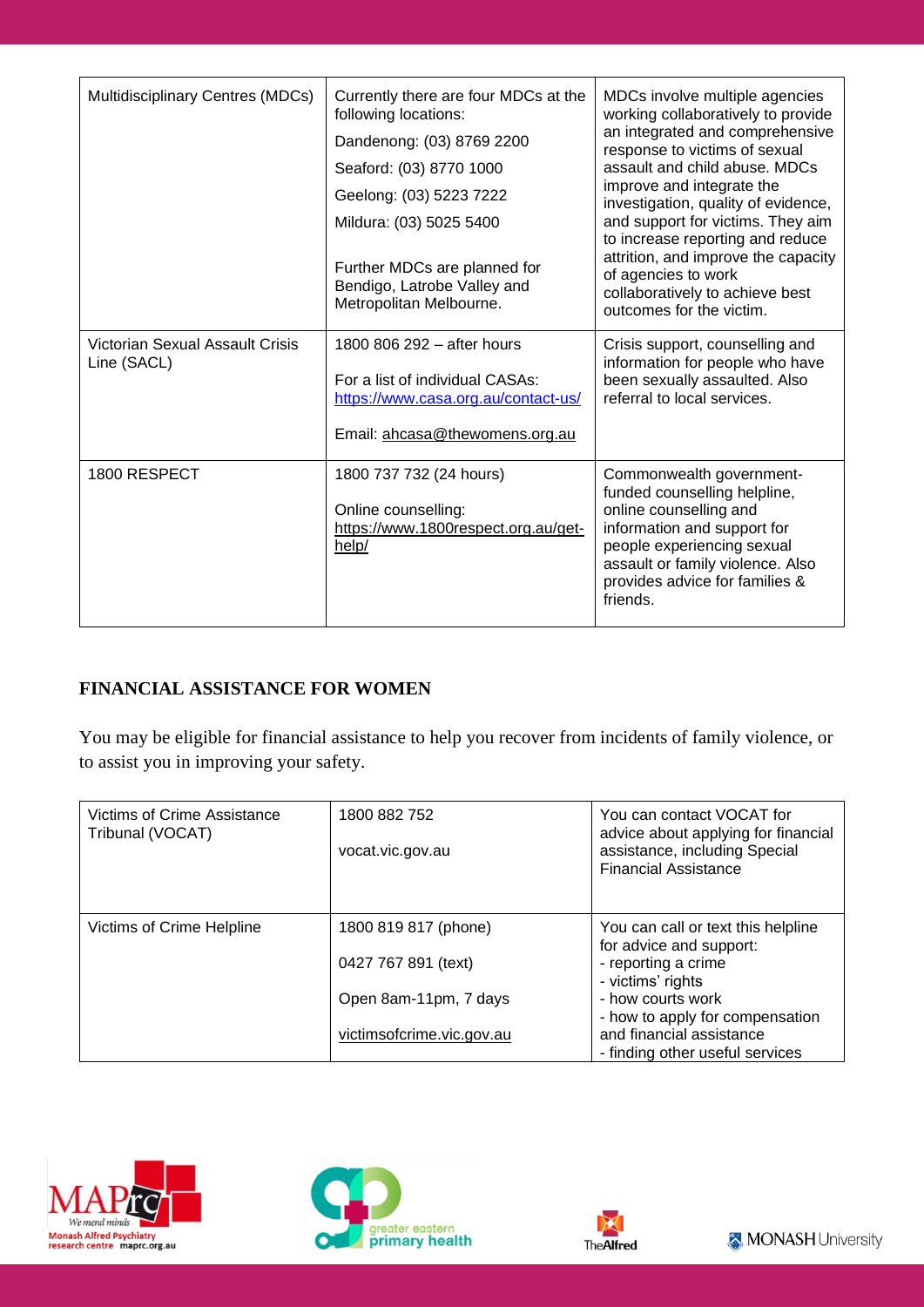| | | |
|---|---|---|
| Multidisciplinary Centres (MDCs) | Currently there are four MDCs at the following locations:<br>Dandenong: (03) 8769 2200<br>Seaford: (03) 8770 1000<br>Geelong: (03) 5223 7222<br>Mildura: (03) 5025 5400<br><br>Further MDCs are planned for Bendigo, Latrobe Valley and Metropolitan Melbourne. | MDCs involve multiple agencies working collaboratively to provide an integrated and comprehensive response to victims of sexual assault and child abuse. MDCs improve and integrate the investigation, quality of evidence, and support for victims. They aim to increase reporting and reduce attrition, and improve the capacity of agencies to work collaboratively to achieve best outcomes for the victim. |
| Victorian Sexual Assault Crisis Line (SACL) | 1800 806 292 – after hours<br><br>For a list of individual CASAs: https://www.casa.org.au/contact-us/<br><br>Email: ahcasa@thewomens.org.au | Crisis support, counselling and information for people who have been sexually assaulted. Also referral to local services. |
| 1800 RESPECT | 1800 737 732 (24 hours)<br><br>Online counselling: https://www.1800respect.org.au/get-help/ | Commonwealth government-funded counselling helpline, online counselling and information and support for people experiencing sexual assault or family violence. Also provides advice for families & friends. |

## FINANCIAL ASSISTANCE FOR WOMEN

You may be eligible for financial assistance to help you recover from incidents of family violence, or to assist you in improving your safety.

| | | |
|---|---|---|
| Victims of Crime Assistance Tribunal (VOCAT) | 1800 882 752<br><br>vocat.vic.gov.au | You can contact VOCAT for advice about applying for financial assistance, including Special Financial Assistance |
| Victims of Crime Helpline | 1800 819 817 (phone)<br><br>0427 767 891 (text)<br><br>Open 8am-11pm, 7 days<br><br>victimsofcrime.vic.gov.au | You can call or text this helpline for advice and support:<br>- reporting a crime<br>- victims' rights<br>- how courts work<br>- how to apply for compensation and financial assistance<br>- finding other useful services |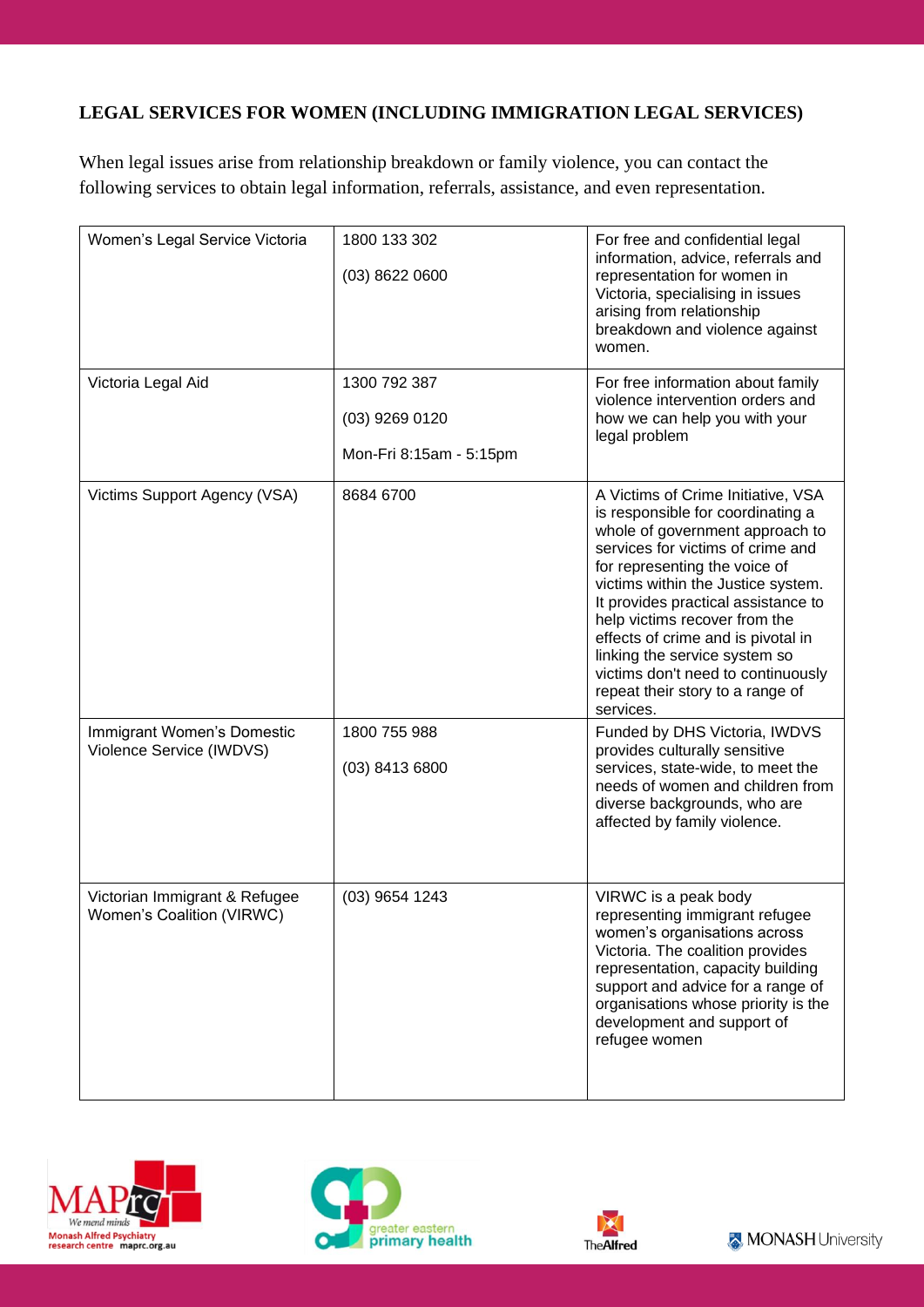**LEGAL SERVICES FOR WOMEN (INCLUDING IMMIGRATION LEGAL SERVICES)**

When legal issues arise from relationship breakdown or family violence, you can contact the following services to obtain legal information, referrals, assistance, and even representation.

| | | |
|---|---|---|
| Women's Legal Service Victoria | 1800 133 302<br>(03) 8622 0600 | For free and confidential legal information, advice, referrals and representation for women in Victoria, specialising in issues arising from relationship breakdown and violence against women. |
| Victoria Legal Aid | 1300 792 387<br>(03) 9269 0120<br>Mon-Fri 8:15am - 5:15pm | For free information about family violence intervention orders and how we can help you with your legal problem |
| Victims Support Agency (VSA) | 8684 6700 | A Victims of Crime Initiative, VSA is responsible for coordinating a whole of government approach to services for victims of crime and for representing the voice of victims within the Justice system. It provides practical assistance to help victims recover from the effects of crime and is pivotal in linking the service system so victims don't need to continuously repeat their story to a range of services. |
| Immigrant Women's Domestic Violence Service (IWDVS) | 1800 755 988<br>(03) 8413 6800 | Funded by DHS Victoria, IWDVS provides culturally sensitive services, state-wide, to meet the needs of women and children from diverse backgrounds, who are affected by family violence. |
| Victorian Immigrant & Refugee Women's Coalition (VIRWC) | (03) 9654 1243 | VIRWC is a peak body representing immigrant refugee women's organisations across Victoria. The coalition provides representation, capacity building support and advice for a range of organisations whose priority is the development and support of refugee women |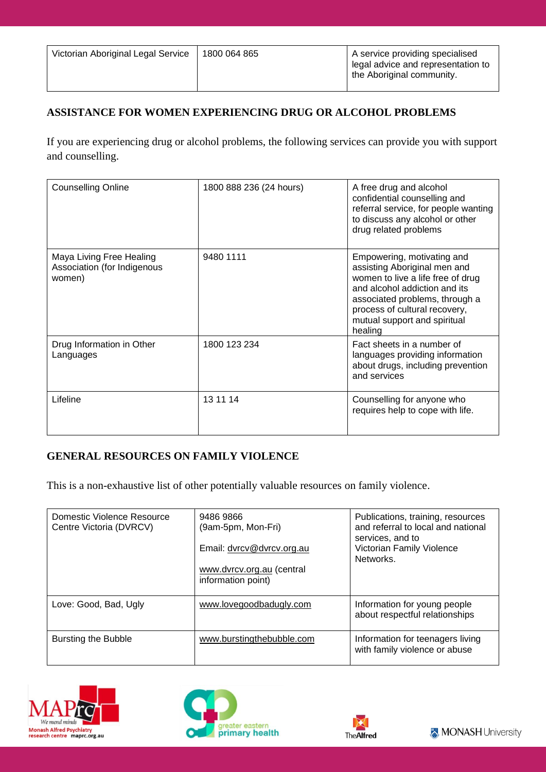| Victorian Aboriginal Legal Service | 1800 064 865 | A service providing specialised legal advice and representation to the Aboriginal community. |
|---|---|---|

## ASSISTANCE FOR WOMEN EXPERIENCING DRUG OR ALCOHOL PROBLEMS

If you are experiencing drug or alcohol problems, the following services can provide you with support and counselling.

| Counselling Online | 1800 888 236 (24 hours) | A free drug and alcohol confidential counselling and referral service, for people wanting to discuss any alcohol or other drug related problems |
|---|---|---|
| Maya Living Free Healing Association (for Indigenous women) | 9480 1111 | Empowering, motivating and assisting Aboriginal men and women to live a life free of drug and alcohol addiction and its associated problems, through a process of cultural recovery, mutual support and spiritual healing |
| Drug Information in Other Languages | 1800 123 234 | Fact sheets in a number of languages providing information about drugs, including prevention and services |
| Lifeline | 13 11 14 | Counselling for anyone who requires help to cope with life. |

## GENERAL RESOURCES ON FAMILY VIOLENCE

This is a non-exhaustive list of other potentially valuable resources on family violence.

| Domestic Violence Resource Centre Victoria (DVRCV) | 9486 9866 (9am-5pm, Mon-Fri) Email: dvrcv@dvrcv.org.au www.dvrcv.org.au (central information point) | Publications, training, resources and referral to local and national services, and to Victorian Family Violence Networks. |
|---|---|---|
| Love: Good, Bad, Ugly | www.lovegoodbadugly.com | Information for young people about respectful relationships |
| Bursting the Bubble | www.burstingthebubble.com | Information for teenagers living with family violence or abuse |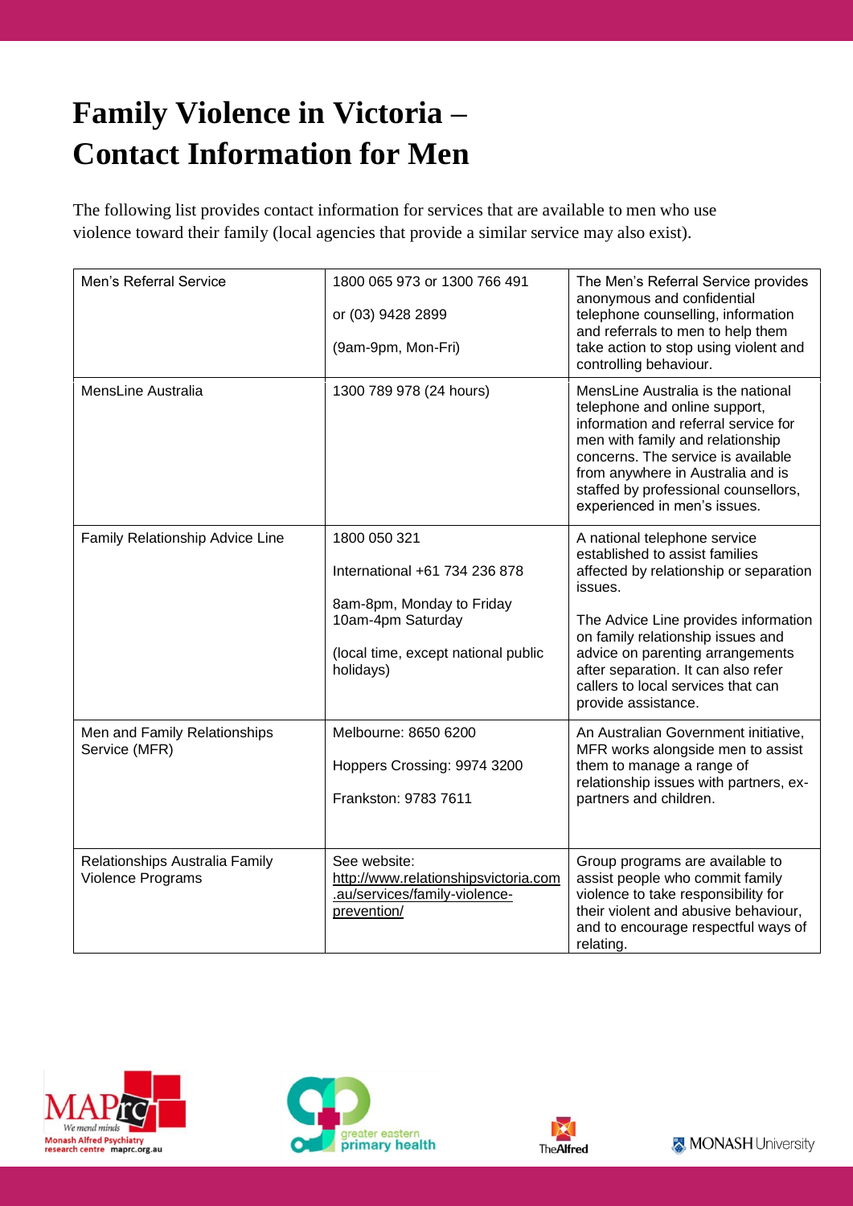# Family Violence in Victoria – Contact Information for Men

The following list provides contact information for services that are available to men who use violence toward their family (local agencies that provide a similar service may also exist).

| | | |
|---|---|---|
| Men's Referral Service | 1800 065 973 or 1300 766 491<br><br>or (03) 9428 2899<br><br>(9am-9pm, Mon-Fri) | The Men's Referral Service provides anonymous and confidential telephone counselling, information and referrals to men to help them take action to stop using violent and controlling behaviour. |
| MensLine Australia | 1300 789 978 (24 hours) | MensLine Australia is the national telephone and online support, information and referral service for men with family and relationship concerns. The service is available from anywhere in Australia and is staffed by professional counsellors, experienced in men's issues. |
| Family Relationship Advice Line | 1800 050 321<br><br>International +61 734 236 878<br><br>8am-8pm, Monday to Friday<br>10am-4pm Saturday<br><br>(local time, except national public holidays) | A national telephone service established to assist families affected by relationship or separation issues.<br><br>The Advice Line provides information on family relationship issues and advice on parenting arrangements after separation. It can also refer callers to local services that can provide assistance. |
| Men and Family Relationships Service (MFR) | Melbourne: 8650 6200<br><br>Hoppers Crossing: 9974 3200<br><br>Frankston: 9783 7611 | An Australian Government initiative, MFR works alongside men to assist them to manage a range of relationship issues with partners, ex-partners and children. |
| Relationships Australia Family Violence Programs | See website:<br>http://www.relationshipsvictoria.com.au/services/family-violence-prevention/ | Group programs are available to assist people who commit family violence to take responsibility for their violent and abusive behaviour, and to encourage respectful ways of relating. |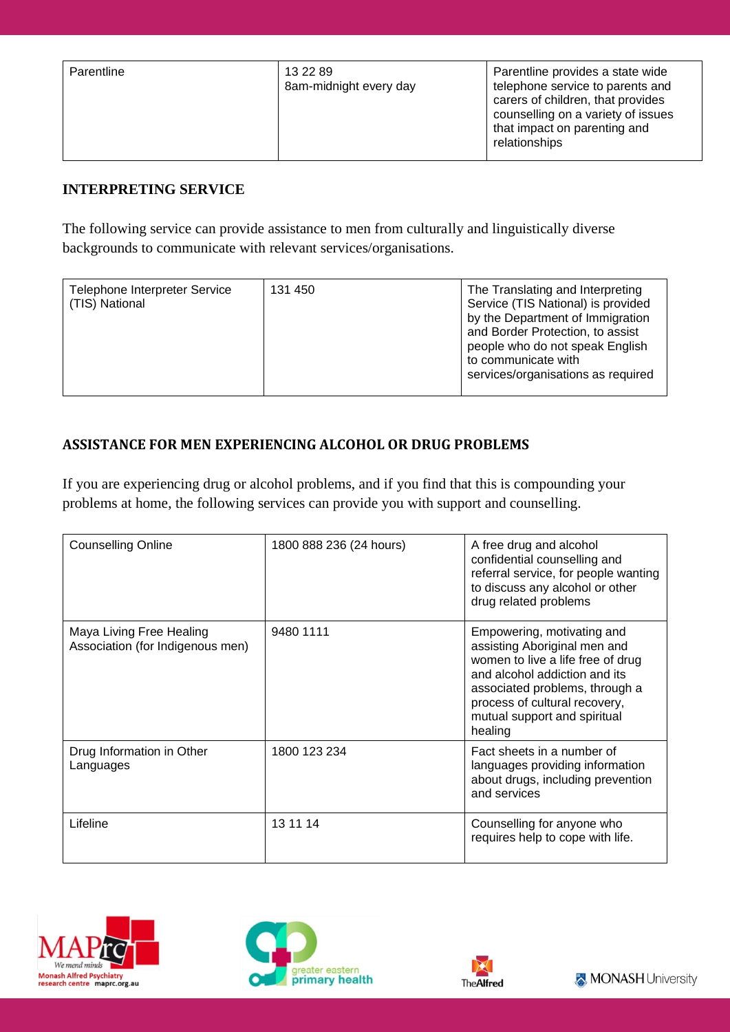| | | |
|---|---|---|
| Parentline | 13 22 89<br>8am-midnight every day | Parentline provides a state wide telephone service to parents and carers of children, that provides counselling on a variety of issues that impact on parenting and relationships |

**INTERPRETING SERVICE**

The following service can provide assistance to men from culturally and linguistically diverse backgrounds to communicate with relevant services/organisations.

| | | |
|---|---|---|
| Telephone Interpreter Service (TIS) National | 131 450 | The Translating and Interpreting Service (TIS National) is provided by the Department of Immigration and Border Protection, to assist people who do not speak English to communicate with services/organisations as required |

**ASSISTANCE FOR MEN EXPERIENCING ALCOHOL OR DRUG PROBLEMS**

If you are experiencing drug or alcohol problems, and if you find that this is compounding your problems at home, the following services can provide you with support and counselling.

| | | |
|---|---|---|
| Counselling Online | 1800 888 236 (24 hours) | A free drug and alcohol confidential counselling and referral service, for people wanting to discuss any alcohol or other drug related problems |
| Maya Living Free Healing Association (for Indigenous men) | 9480 1111 | Empowering, motivating and assisting Aboriginal men and women to live a life free of drug and alcohol addiction and its associated problems, through a process of cultural recovery, mutual support and spiritual healing |
| Drug Information in Other Languages | 1800 123 234 | Fact sheets in a number of languages providing information about drugs, including prevention and services |
| Lifeline | 13 11 14 | Counselling for anyone who requires help to cope with life. |